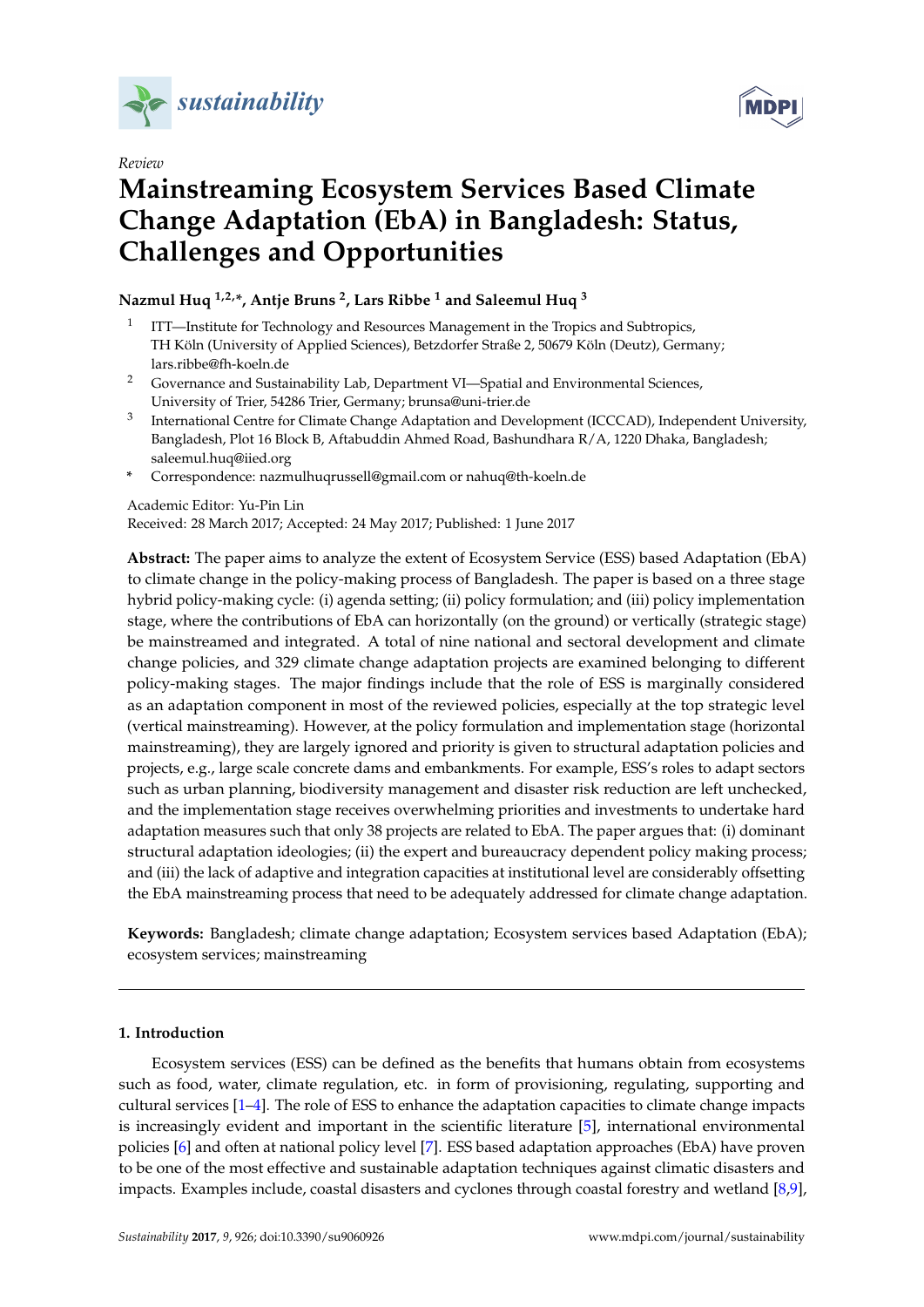*Review*

# Mainstreaming Ecosystem Services Based Climate Change Adaptation (EbA) in Bangladesh: Status, Challenges and Opportunities

**Nazmul Huq [1,2,*], Antje Bruns [2], Lars Ribbe [1] and Saleemul Huq [3]**

[1] ITT—Institute for Technology and Resources Management in the Tropics and Subtropics, TH Köln (University of Applied Sciences), Betzdorfer Straße 2, 50679 Köln (Deutz), Germany; lars.ribbe@fh-koeln.de

[2] Governance and Sustainability Lab, Department VI—Spatial and Environmental Sciences, University of Trier, 54286 Trier, Germany; brunsa@uni-trier.de

[3] International Centre for Climate Change Adaptation and Development (ICCCAD), Independent University, Bangladesh, Plot 16 Block B, Aftabuddin Ahmed Road, Bashundhara R/A, 1220 Dhaka, Bangladesh; saleemul.huq@iied.org

\* Correspondence: nazmulhuqrussell@gmail.com or nahuq@th-koeln.de

Academic Editor: Yu-Pin Lin

Received: 28 March 2017; Accepted: 24 May 2017; Published: 1 June 2017

**Abstract:** The paper aims to analyze the extent of Ecosystem Service (ESS) based Adaptation (EbA) to climate change in the policy-making process of Bangladesh. The paper is based on a three stage hybrid policy-making cycle: (i) agenda setting; (ii) policy formulation; and (iii) policy implementation stage, where the contributions of EbA can horizontally (on the ground) or vertically (strategic stage) be mainstreamed and integrated. A total of nine national and sectoral development and climate change policies, and 329 climate change adaptation projects are examined belonging to different policy-making stages. The major findings include that the role of ESS is marginally considered as an adaptation component in most of the reviewed policies, especially at the top strategic level (vertical mainstreaming). However, at the policy formulation and implementation stage (horizontal mainstreaming), they are largely ignored and priority is given to structural adaptation policies and projects, e.g., large scale concrete dams and embankments. For example, ESS's roles to adapt sectors such as urban planning, biodiversity management and disaster risk reduction are left unchecked, and the implementation stage receives overwhelming priorities and investments to undertake hard adaptation measures such that only 38 projects are related to EbA. The paper argues that: (i) dominant structural adaptation ideologies; (ii) the expert and bureaucracy dependent policy making process; and (iii) the lack of adaptive and integration capacities at institutional level are considerably offsetting the EbA mainstreaming process that need to be adequately addressed for climate change adaptation.

**Keywords:** Bangladesh; climate change adaptation; Ecosystem services based Adaptation (EbA); ecosystem services; mainstreaming

## 1. Introduction

Ecosystem services (ESS) can be defined as the benefits that humans obtain from ecosystems such as food, water, climate regulation, etc. in form of provisioning, regulating, supporting and cultural services [1–4]. The role of ESS to enhance the adaptation capacities to climate change impacts is increasingly evident and important in the scientific literature [5], international environmental policies [6] and often at national policy level [7]. ESS based adaptation approaches (EbA) have proven to be one of the most effective and sustainable adaptation techniques against climatic disasters and impacts. Examples include, coastal disasters and cyclones through coastal forestry and wetland [8,9],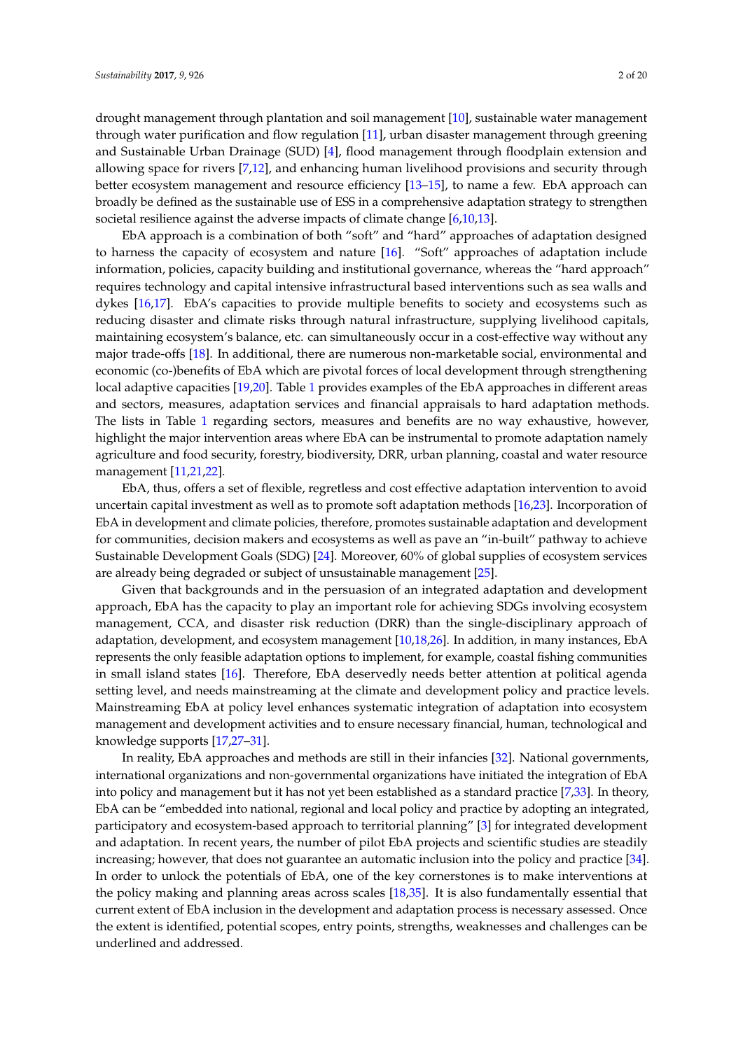drought management through plantation and soil management [10], sustainable water management through water purification and flow regulation [11], urban disaster management through greening and Sustainable Urban Drainage (SUD) [4], flood management through floodplain extension and allowing space for rivers [7,12], and enhancing human livelihood provisions and security through better ecosystem management and resource efficiency [13–15], to name a few. EbA approach can broadly be defined as the sustainable use of ESS in a comprehensive adaptation strategy to strengthen societal resilience against the adverse impacts of climate change [6,10,13].

EbA approach is a combination of both "soft" and "hard" approaches of adaptation designed to harness the capacity of ecosystem and nature [16]. "Soft" approaches of adaptation include information, policies, capacity building and institutional governance, whereas the "hard approach" requires technology and capital intensive infrastructural based interventions such as sea walls and dykes [16,17]. EbA's capacities to provide multiple benefits to society and ecosystems such as reducing disaster and climate risks through natural infrastructure, supplying livelihood capitals, maintaining ecosystem's balance, etc. can simultaneously occur in a cost-effective way without any major trade-offs [18]. In additional, there are numerous non-marketable social, environmental and economic (co-)benefits of EbA which are pivotal forces of local development through strengthening local adaptive capacities [19,20]. Table 1 provides examples of the EbA approaches in different areas and sectors, measures, adaptation services and financial appraisals to hard adaptation methods. The lists in Table 1 regarding sectors, measures and benefits are no way exhaustive, however, highlight the major intervention areas where EbA can be instrumental to promote adaptation namely agriculture and food security, forestry, biodiversity, DRR, urban planning, coastal and water resource management [11,21,22].

EbA, thus, offers a set of flexible, regretless and cost effective adaptation intervention to avoid uncertain capital investment as well as to promote soft adaptation methods [16,23]. Incorporation of EbA in development and climate policies, therefore, promotes sustainable adaptation and development for communities, decision makers and ecosystems as well as pave an "in-built" pathway to achieve Sustainable Development Goals (SDG) [24]. Moreover, 60% of global supplies of ecosystem services are already being degraded or subject of unsustainable management [25].

Given that backgrounds and in the persuasion of an integrated adaptation and development approach, EbA has the capacity to play an important role for achieving SDGs involving ecosystem management, CCA, and disaster risk reduction (DRR) than the single-disciplinary approach of adaptation, development, and ecosystem management [10,18,26]. In addition, in many instances, EbA represents the only feasible adaptation options to implement, for example, coastal fishing communities in small island states [16]. Therefore, EbA deservedly needs better attention at political agenda setting level, and needs mainstreaming at the climate and development policy and practice levels. Mainstreaming EbA at policy level enhances systematic integration of adaptation into ecosystem management and development activities and to ensure necessary financial, human, technological and knowledge supports [17,27–31].

In reality, EbA approaches and methods are still in their infancies [32]. National governments, international organizations and non-governmental organizations have initiated the integration of EbA into policy and management but it has not yet been established as a standard practice [7,33]. In theory, EbA can be "embedded into national, regional and local policy and practice by adopting an integrated, participatory and ecosystem-based approach to territorial planning" [3] for integrated development and adaptation. In recent years, the number of pilot EbA projects and scientific studies are steadily increasing; however, that does not guarantee an automatic inclusion into the policy and practice [34]. In order to unlock the potentials of EbA, one of the key cornerstones is to make interventions at the policy making and planning areas across scales [18,35]. It is also fundamentally essential that current extent of EbA inclusion in the development and adaptation process is necessary assessed. Once the extent is identified, potential scopes, entry points, strengths, weaknesses and challenges can be underlined and addressed.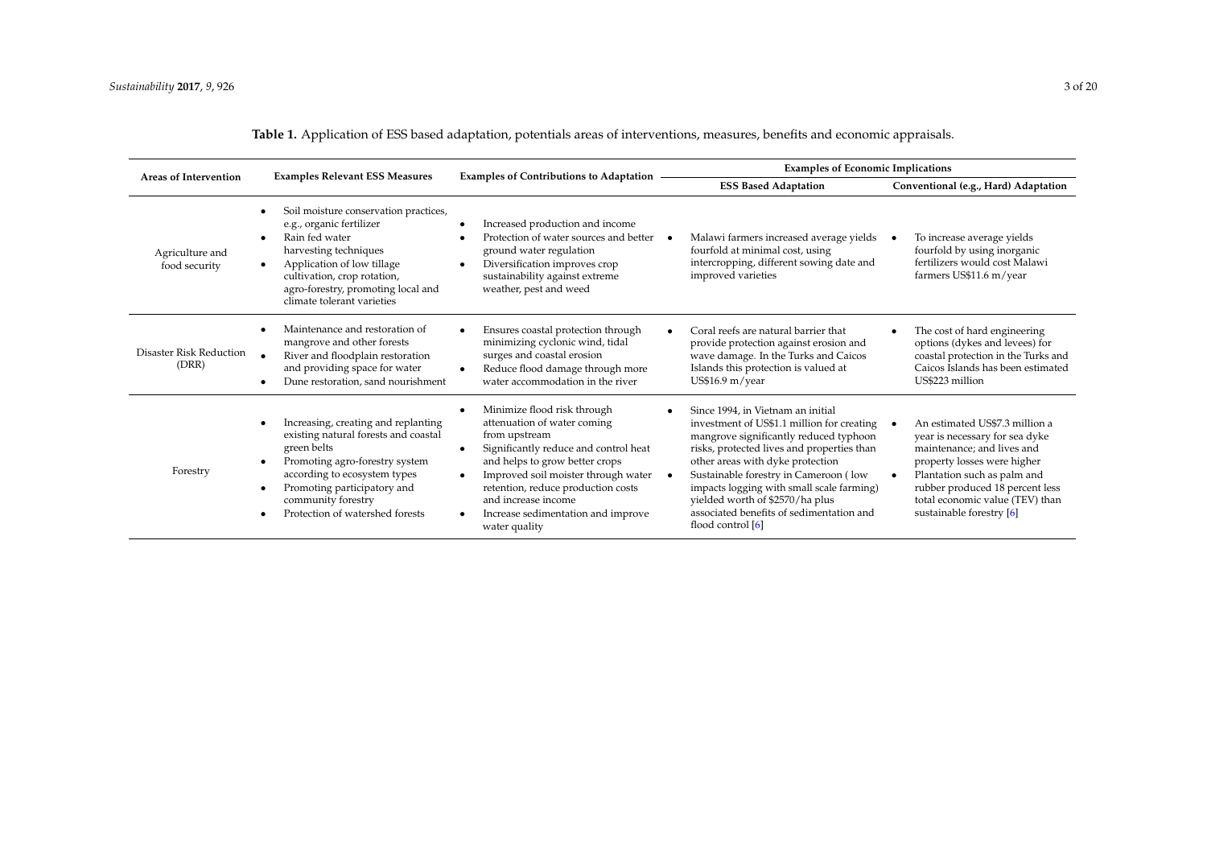**Table 1.** Application of ESS based adaptation, potentials areas of interventions, measures, benefits and economic appraisals.

| Areas of Intervention | Examples Relevant ESS Measures | Examples of Contributions to Adaptation | Examples of Economic Implications | |
|---|---|---|---|---|
| | | | ESS Based Adaptation | Conventional (e.g., Hard) Adaptation |
| Agriculture and food security | • Soil moisture conservation practices, e.g., organic fertilizer<br>• Rain fed water harvesting techniques<br>• Application of low tillage cultivation, crop rotation, agro-forestry, promoting local and climate tolerant varieties | • Increased production and income<br>• Protection of water sources and better ground water regulation<br>• Diversification improves crop sustainability against extreme weather, pest and weed | • Malawi farmers increased average yields fourfold at minimal cost, using intercropping, different sowing date and improved varieties | • To increase average yields fourfold by using inorganic fertilizers would cost Malawi farmers US$11.6 m/year |
| Disaster Risk Reduction (DRR) | • Maintenance and restoration of mangrove and other forests<br>• River and floodplain restoration and providing space for water<br>• Dune restoration, sand nourishment | • Ensures coastal protection through minimizing cyclonic wind, tidal surges and coastal erosion<br>• Reduce flood damage through more water accommodation in the river | • Coral reefs are natural barrier that provide protection against erosion and wave damage. In the Turks and Caicos Islands this protection is valued at US$16.9 m/year | • The cost of hard engineering options (dykes and levees) for coastal protection in the Turks and Caicos Islands has been estimated US$223 million |
| Forestry | • Increasing, creating and replanting existing natural forests and coastal green belts<br>• Promoting agro-forestry system according to ecosystem types<br>• Promoting participatory and community forestry<br>• Protection of watershed forests | • Minimize flood risk through attenuation of water coming from upstream<br>• Significantly reduce and control heat and helps to grow better crops<br>• Improved soil moister through water retention, reduce production costs and increase income<br>• Increase sedimentation and improve water quality | • Since 1994, in Vietnam an initial investment of US$1.1 million for creating mangrove significantly reduced typhoon risks, protected lives and properties than other areas with dyke protection<br>• Sustainable forestry in Cameroon ( low impacts logging with small scale farming) yielded worth of $2570/ha plus associated benefits of sedimentation and flood control [6] | • An estimated US$7.3 million a year is necessary for sea dyke maintenance; and lives and property losses were higher<br>• Plantation such as palm and rubber produced 18 percent less total economic value (TEV) than sustainable forestry [6] |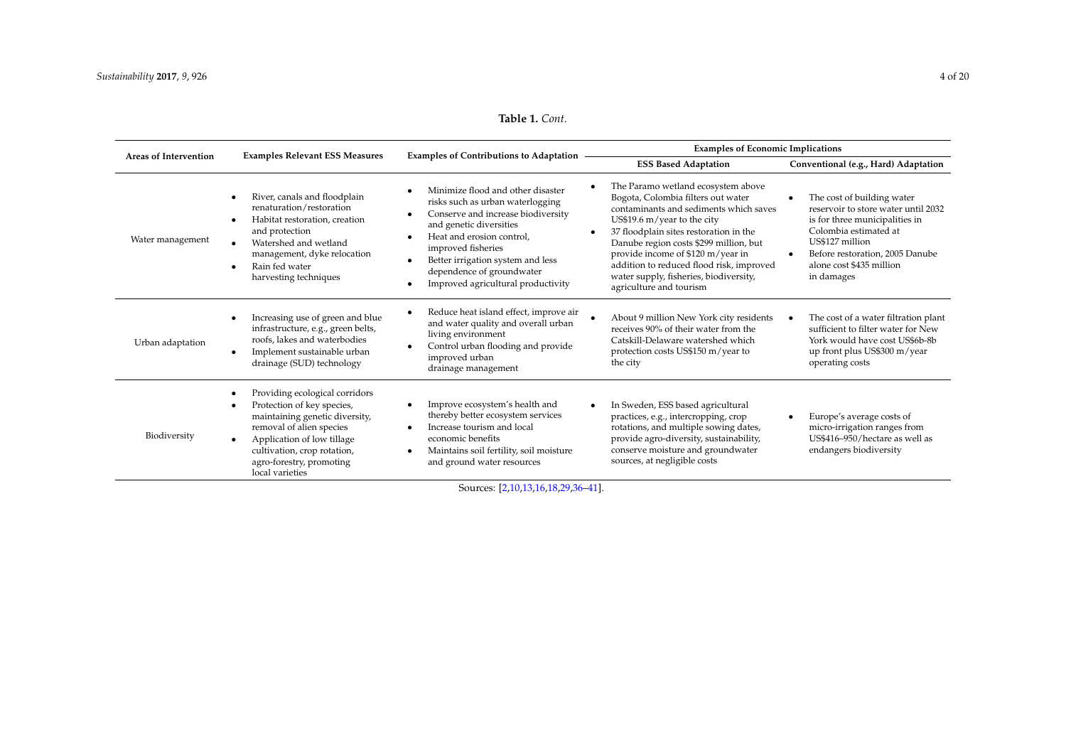**Table 1.** *Cont.*

| Areas of Intervention | Examples Relevant ESS Measures | Examples of Contributions to Adaptation | Examples of Economic Implications | |
|---|---|---|---|---|
| | | | ESS Based Adaptation | Conventional (e.g., Hard) Adaptation |
| Water management | • River, canals and floodplain renaturation/restoration <br> • Habitat restoration, creation and protection <br> • Watershed and wetland management, dyke relocation <br> • Rain fed water harvesting techniques | • Minimize flood and other disaster risks such as urban waterlogging <br> • Conserve and increase biodiversity and genetic diversities <br> • Heat and erosion control, improved fisheries <br> • Better irrigation system and less dependence of groundwater <br> • Improved agricultural productivity | • The Paramo wetland ecosystem above Bogota, Colombia filters out water contaminants and sediments which saves US$19.6 m/year to the city <br> • 37 floodplain sites restoration in the Danube region costs $299 million, but provide income of $120 m/year in addition to reduced flood risk, improved water supply, fisheries, biodiversity, agriculture and tourism | • The cost of building water reservoir to store water until 2032 is for three municipalities in Colombia estimated at US$127 million <br> • Before restoration, 2005 Danube alone cost $435 million in damages |
| Urban adaptation | • Increasing use of green and blue infrastructure, e.g., green belts, roofs, lakes and waterbodies <br> • Implement sustainable urban drainage (SUD) technology | • Reduce heat island effect, improve air and water quality and overall urban living environment <br> • Control urban flooding and provide improved urban drainage management | • About 9 million New York city residents receives 90% of their water from the Catskill-Delaware watershed which protection costs US$150 m/year to the city | • The cost of a water filtration plant sufficient to filter water for New York would have cost US$6b-8b up front plus US$300 m/year operating costs |
| Biodiversity | • Providing ecological corridors <br> • Protection of key species, maintaining genetic diversity, removal of alien species <br> • Application of low tillage cultivation, crop rotation, agro-forestry, promoting local varieties | • Improve ecosystem's health and thereby better ecosystem services <br> • Increase tourism and local economic benefits <br> • Maintains soil fertility, soil moisture and ground water resources | • In Sweden, ESS based agricultural practices, e.g., intercropping, crop rotations, and multiple sowing dates, provide agro-diversity, sustainability, conserve moisture and groundwater sources, at negligible costs | • Europe's average costs of micro-irrigation ranges from US$416–950/hectare as well as endangers biodiversity |

Sources: [2,10,13,16,18,29,36–41].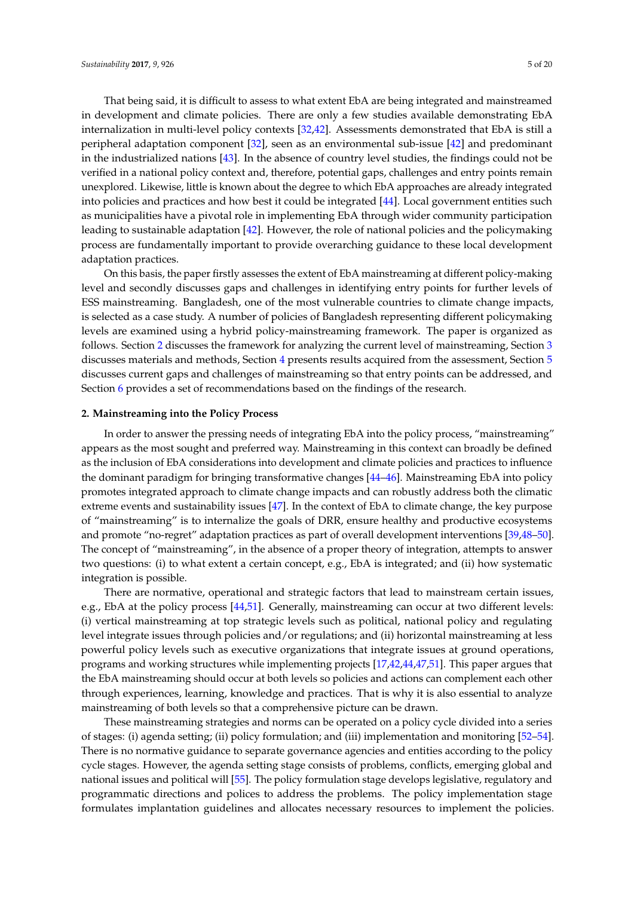That being said, it is difficult to assess to what extent EbA are being integrated and mainstreamed in development and climate policies. There are only a few studies available demonstrating EbA internalization in multi-level policy contexts [32,42]. Assessments demonstrated that EbA is still a peripheral adaptation component [32], seen as an environmental sub-issue [42] and predominant in the industrialized nations [43]. In the absence of country level studies, the findings could not be verified in a national policy context and, therefore, potential gaps, challenges and entry points remain unexplored. Likewise, little is known about the degree to which EbA approaches are already integrated into policies and practices and how best it could be integrated [44]. Local government entities such as municipalities have a pivotal role in implementing EbA through wider community participation leading to sustainable adaptation [42]. However, the role of national policies and the policymaking process are fundamentally important to provide overarching guidance to these local development adaptation practices.

On this basis, the paper firstly assesses the extent of EbA mainstreaming at different policy-making level and secondly discusses gaps and challenges in identifying entry points for further levels of ESS mainstreaming. Bangladesh, one of the most vulnerable countries to climate change impacts, is selected as a case study. A number of policies of Bangladesh representing different policymaking levels are examined using a hybrid policy-mainstreaming framework. The paper is organized as follows. Section 2 discusses the framework for analyzing the current level of mainstreaming, Section 3 discusses materials and methods, Section 4 presents results acquired from the assessment, Section 5 discusses current gaps and challenges of mainstreaming so that entry points can be addressed, and Section 6 provides a set of recommendations based on the findings of the research.

## 2. Mainstreaming into the Policy Process

In order to answer the pressing needs of integrating EbA into the policy process, "mainstreaming" appears as the most sought and preferred way. Mainstreaming in this context can broadly be defined as the inclusion of EbA considerations into development and climate policies and practices to influence the dominant paradigm for bringing transformative changes [44–46]. Mainstreaming EbA into policy promotes integrated approach to climate change impacts and can robustly address both the climatic extreme events and sustainability issues [47]. In the context of EbA to climate change, the key purpose of "mainstreaming" is to internalize the goals of DRR, ensure healthy and productive ecosystems and promote "no-regret" adaptation practices as part of overall development interventions [39,48–50]. The concept of "mainstreaming", in the absence of a proper theory of integration, attempts to answer two questions: (i) to what extent a certain concept, e.g., EbA is integrated; and (ii) how systematic integration is possible.

There are normative, operational and strategic factors that lead to mainstream certain issues, e.g., EbA at the policy process [44,51]. Generally, mainstreaming can occur at two different levels: (i) vertical mainstreaming at top strategic levels such as political, national policy and regulating level integrate issues through policies and/or regulations; and (ii) horizontal mainstreaming at less powerful policy levels such as executive organizations that integrate issues at ground operations, programs and working structures while implementing projects [17,42,44,47,51]. This paper argues that the EbA mainstreaming should occur at both levels so policies and actions can complement each other through experiences, learning, knowledge and practices. That is why it is also essential to analyze mainstreaming of both levels so that a comprehensive picture can be drawn.

These mainstreaming strategies and norms can be operated on a policy cycle divided into a series of stages: (i) agenda setting; (ii) policy formulation; and (iii) implementation and monitoring [52–54]. There is no normative guidance to separate governance agencies and entities according to the policy cycle stages. However, the agenda setting stage consists of problems, conflicts, emerging global and national issues and political will [55]. The policy formulation stage develops legislative, regulatory and programmatic directions and polices to address the problems. The policy implementation stage formulates implantation guidelines and allocates necessary resources to implement the policies.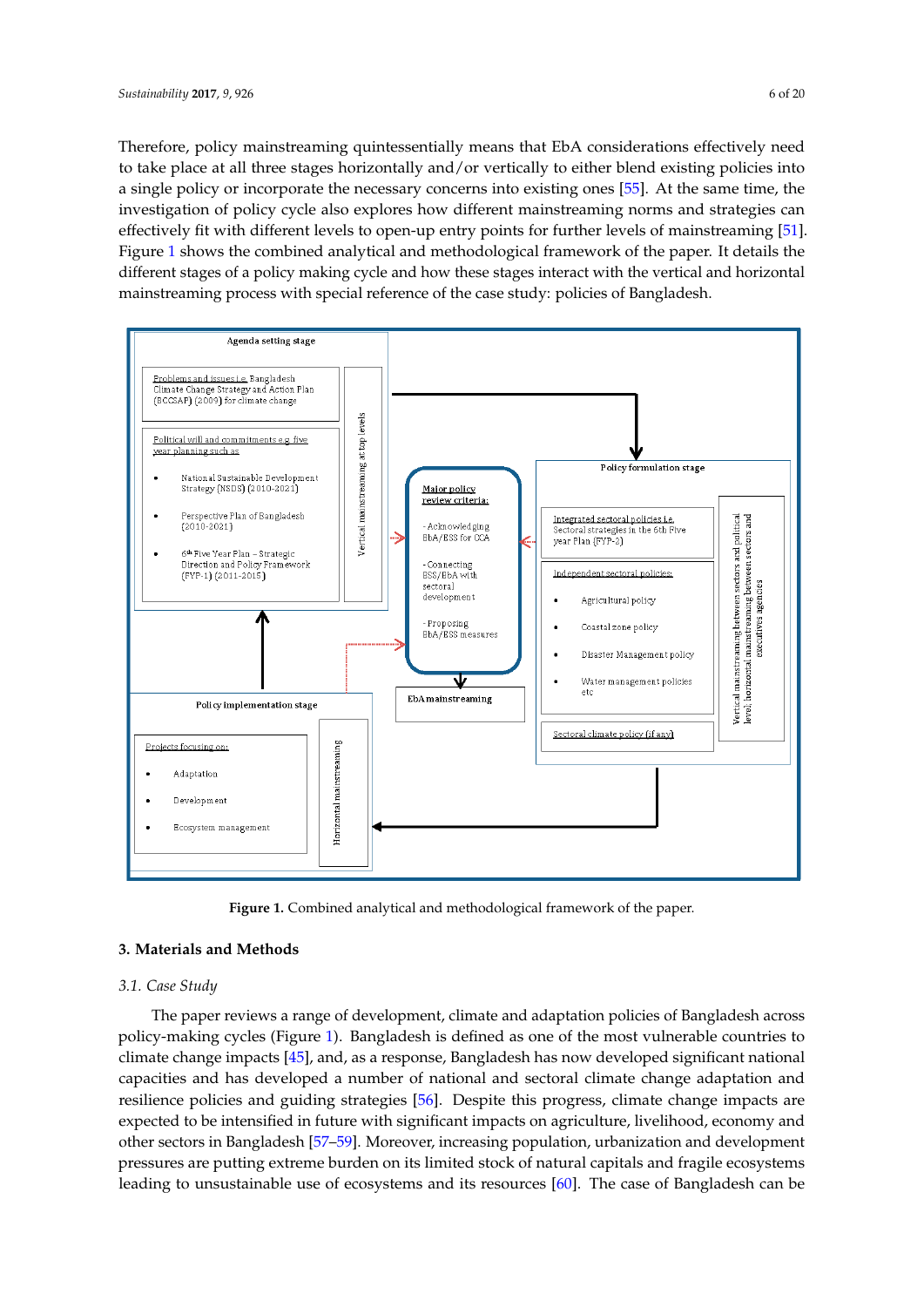Therefore, policy mainstreaming quintessentially means that EbA considerations effectively need to take place at all three stages horizontally and/or vertically to either blend existing policies into a single policy or incorporate the necessary concerns into existing ones [55]. At the same time, the investigation of policy cycle also explores how different mainstreaming norms and strategies can effectively fit with different levels to open-up entry points for further levels of mainstreaming [51]. Figure 1 shows the combined analytical and methodological framework of the paper. It details the different stages of a policy making cycle and how these stages interact with the vertical and horizontal mainstreaming process with special reference of the case study: policies of Bangladesh.

**Figure 1.** Combined analytical and methodological framework of the paper.

## 3. Materials and Methods

### 3.1. Case Study

The paper reviews a range of development, climate and adaptation policies of Bangladesh across policy-making cycles (Figure 1). Bangladesh is defined as one of the most vulnerable countries to climate change impacts [45], and, as a response, Bangladesh has now developed significant national capacities and has developed a number of national and sectoral climate change adaptation and resilience policies and guiding strategies [56]. Despite this progress, climate change impacts are expected to be intensified in future with significant impacts on agriculture, livelihood, economy and other sectors in Bangladesh [57–59]. Moreover, increasing population, urbanization and development pressures are putting extreme burden on its limited stock of natural capitals and fragile ecosystems leading to unsustainable use of ecosystems and its resources [60]. The case of Bangladesh can be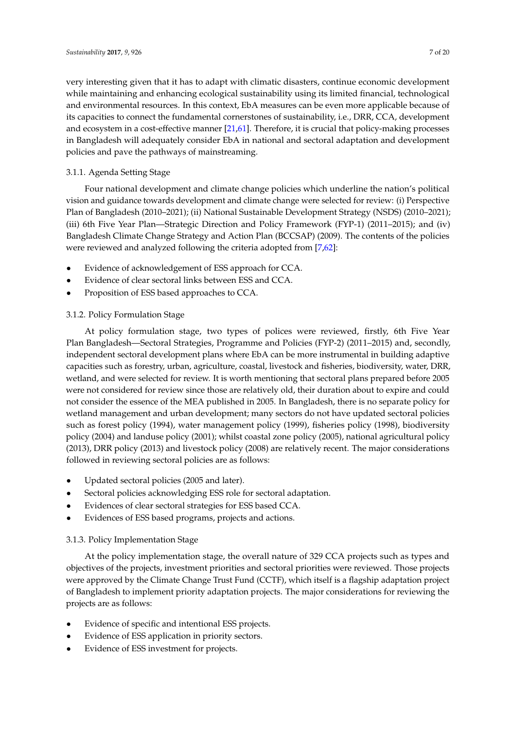very interesting given that it has to adapt with climatic disasters, continue economic development while maintaining and enhancing ecological sustainability using its limited financial, technological and environmental resources. In this context, EbA measures can be even more applicable because of its capacities to connect the fundamental cornerstones of sustainability, i.e., DRR, CCA, development and ecosystem in a cost-effective manner [21,61]. Therefore, it is crucial that policy-making processes in Bangladesh will adequately consider EbA in national and sectoral adaptation and development policies and pave the pathways of mainstreaming.

#### 3.1.1. Agenda Setting Stage

Four national development and climate change policies which underline the nation's political vision and guidance towards development and climate change were selected for review: (i) Perspective Plan of Bangladesh (2010–2021); (ii) National Sustainable Development Strategy (NSDS) (2010–2021); (iii) 6th Five Year Plan—Strategic Direction and Policy Framework (FYP-1) (2011–2015); and (iv) Bangladesh Climate Change Strategy and Action Plan (BCCSAP) (2009). The contents of the policies were reviewed and analyzed following the criteria adopted from [7,62]:

- Evidence of acknowledgement of ESS approach for CCA.
- Evidence of clear sectoral links between ESS and CCA.
- Proposition of ESS based approaches to CCA.

#### 3.1.2. Policy Formulation Stage

At policy formulation stage, two types of polices were reviewed, firstly, 6th Five Year Plan Bangladesh—Sectoral Strategies, Programme and Policies (FYP-2) (2011–2015) and, secondly, independent sectoral development plans where EbA can be more instrumental in building adaptive capacities such as forestry, urban, agriculture, coastal, livestock and fisheries, biodiversity, water, DRR, wetland, and were selected for review. It is worth mentioning that sectoral plans prepared before 2005 were not considered for review since those are relatively old, their duration about to expire and could not consider the essence of the MEA published in 2005. In Bangladesh, there is no separate policy for wetland management and urban development; many sectors do not have updated sectoral policies such as forest policy (1994), water management policy (1999), fisheries policy (1998), biodiversity policy (2004) and landuse policy (2001); whilst coastal zone policy (2005), national agricultural policy (2013), DRR policy (2013) and livestock policy (2008) are relatively recent. The major considerations followed in reviewing sectoral policies are as follows:

- Updated sectoral policies (2005 and later).
- Sectoral policies acknowledging ESS role for sectoral adaptation.
- Evidences of clear sectoral strategies for ESS based CCA.
- Evidences of ESS based programs, projects and actions.

#### 3.1.3. Policy Implementation Stage

At the policy implementation stage, the overall nature of 329 CCA projects such as types and objectives of the projects, investment priorities and sectoral priorities were reviewed. Those projects were approved by the Climate Change Trust Fund (CCTF), which itself is a flagship adaptation project of Bangladesh to implement priority adaptation projects. The major considerations for reviewing the projects are as follows:

- Evidence of specific and intentional ESS projects.
- Evidence of ESS application in priority sectors.
- Evidence of ESS investment for projects.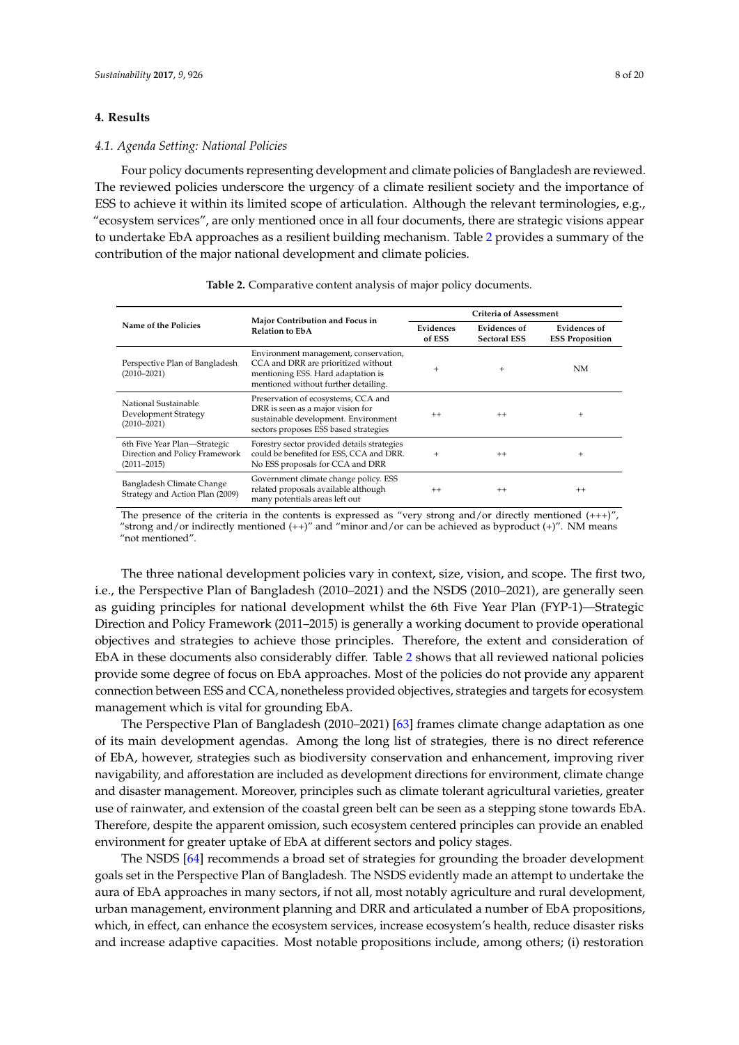## 4. Results

### 4.1. Agenda Setting: National Policies

Four policy documents representing development and climate policies of Bangladesh are reviewed. The reviewed policies underscore the urgency of a climate resilient society and the importance of ESS to achieve it within its limited scope of articulation. Although the relevant terminologies, e.g., "ecosystem services", are only mentioned once in all four documents, there are strategic visions appear to undertake EbA approaches as a resilient building mechanism. Table 2 provides a summary of the contribution of the major national development and climate policies.

**Table 2.** Comparative content analysis of major policy documents.

| Name of the Policies | Major Contribution and Focus in Relation to EbA | Criteria of Assessment | | |
|---|---|---|---|---|
| | | **Evidences of ESS** | **Evidences of Sectoral ESS** | **Evidences of ESS Proposition** |
| Perspective Plan of Bangladesh (2010–2021) | Environment management, conservation, CCA and DRR are prioritized without mentioning ESS. Hard adaptation is mentioned without further detailing. | + | + | NM |
| National Sustainable Development Strategy (2010–2021) | Preservation of ecosystems, CCA and DRR is seen as a major vision for sustainable development. Environment sectors proposes ESS based strategies | ++ | ++ | + |
| 6th Five Year Plan—Strategic Direction and Policy Framework (2011–2015) | Forestry sector provided details strategies could be benefited for ESS, CCA and DRR. No ESS proposals for CCA and DRR | + | ++ | + |
| Bangladesh Climate Change Strategy and Action Plan (2009) | Government climate change policy. ESS related proposals available although many potentials areas left out | ++ | ++ | ++ |

The presence of the criteria in the contents is expressed as "very strong and/or directly mentioned (+++)", "strong and/or indirectly mentioned (++)" and "minor and/or can be achieved as byproduct (+)". NM means "not mentioned".

The three national development policies vary in context, size, vision, and scope. The first two, i.e., the Perspective Plan of Bangladesh (2010–2021) and the NSDS (2010–2021), are generally seen as guiding principles for national development whilst the 6th Five Year Plan (FYP-1)—Strategic Direction and Policy Framework (2011–2015) is generally a working document to provide operational objectives and strategies to achieve those principles. Therefore, the extent and consideration of EbA in these documents also considerably differ. Table 2 shows that all reviewed national policies provide some degree of focus on EbA approaches. Most of the policies do not provide any apparent connection between ESS and CCA, nonetheless provided objectives, strategies and targets for ecosystem management which is vital for grounding EbA.

The Perspective Plan of Bangladesh (2010–2021) [63] frames climate change adaptation as one of its main development agendas. Among the long list of strategies, there is no direct reference of EbA, however, strategies such as biodiversity conservation and enhancement, improving river navigability, and afforestation are included as development directions for environment, climate change and disaster management. Moreover, principles such as climate tolerant agricultural varieties, greater use of rainwater, and extension of the coastal green belt can be seen as a stepping stone towards EbA. Therefore, despite the apparent omission, such ecosystem centered principles can provide an enabled environment for greater uptake of EbA at different sectors and policy stages.

The NSDS [64] recommends a broad set of strategies for grounding the broader development goals set in the Perspective Plan of Bangladesh. The NSDS evidently made an attempt to undertake the aura of EbA approaches in many sectors, if not all, most notably agriculture and rural development, urban management, environment planning and DRR and articulated a number of EbA propositions, which, in effect, can enhance the ecosystem services, increase ecosystem's health, reduce disaster risks and increase adaptive capacities. Most notable propositions include, among others; (i) restoration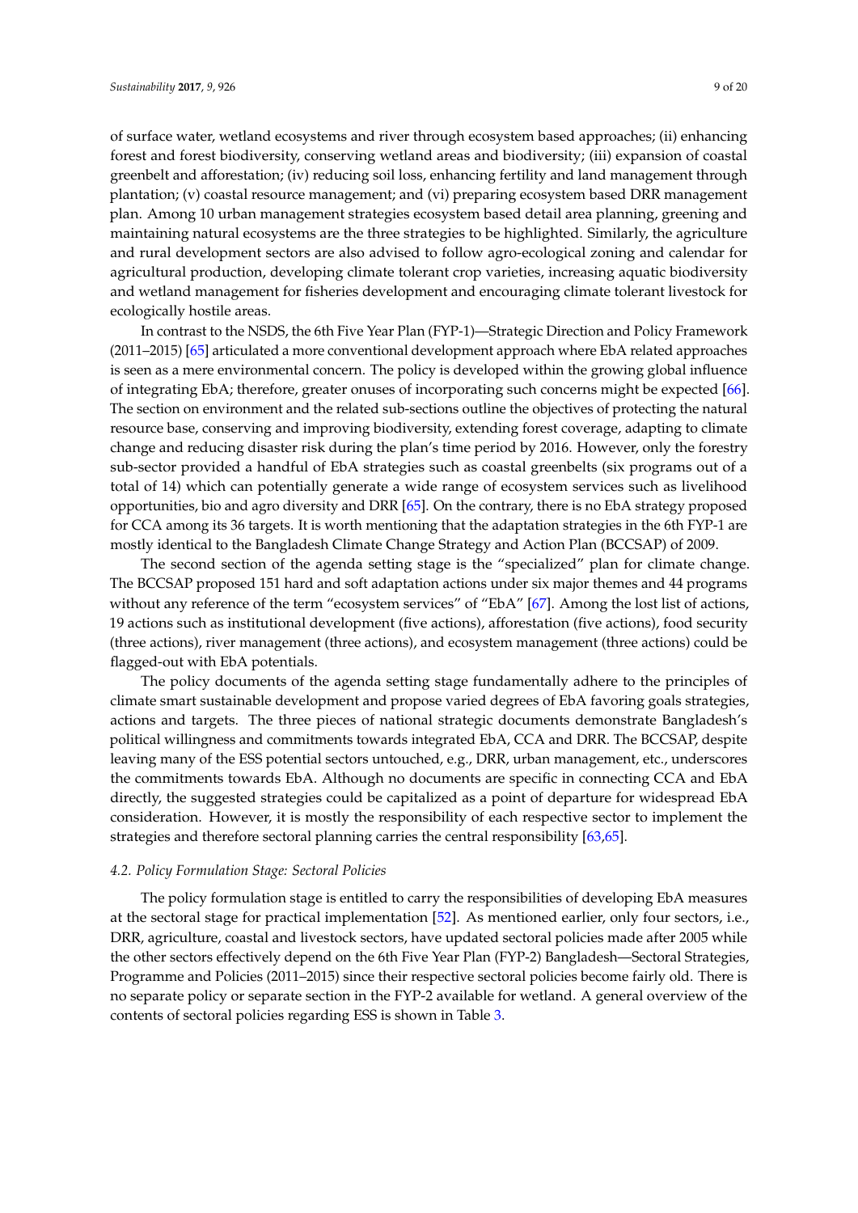of surface water, wetland ecosystems and river through ecosystem based approaches; (ii) enhancing forest and forest biodiversity, conserving wetland areas and biodiversity; (iii) expansion of coastal greenbelt and afforestation; (iv) reducing soil loss, enhancing fertility and land management through plantation; (v) coastal resource management; and (vi) preparing ecosystem based DRR management plan. Among 10 urban management strategies ecosystem based detail area planning, greening and maintaining natural ecosystems are the three strategies to be highlighted. Similarly, the agriculture and rural development sectors are also advised to follow agro-ecological zoning and calendar for agricultural production, developing climate tolerant crop varieties, increasing aquatic biodiversity and wetland management for fisheries development and encouraging climate tolerant livestock for ecologically hostile areas.

In contrast to the NSDS, the 6th Five Year Plan (FYP-1)—Strategic Direction and Policy Framework (2011–2015) [65] articulated a more conventional development approach where EbA related approaches is seen as a mere environmental concern. The policy is developed within the growing global influence of integrating EbA; therefore, greater onuses of incorporating such concerns might be expected [66]. The section on environment and the related sub-sections outline the objectives of protecting the natural resource base, conserving and improving biodiversity, extending forest coverage, adapting to climate change and reducing disaster risk during the plan's time period by 2016. However, only the forestry sub-sector provided a handful of EbA strategies such as coastal greenbelts (six programs out of a total of 14) which can potentially generate a wide range of ecosystem services such as livelihood opportunities, bio and agro diversity and DRR [65]. On the contrary, there is no EbA strategy proposed for CCA among its 36 targets. It is worth mentioning that the adaptation strategies in the 6th FYP-1 are mostly identical to the Bangladesh Climate Change Strategy and Action Plan (BCCSAP) of 2009.

The second section of the agenda setting stage is the "specialized" plan for climate change. The BCCSAP proposed 151 hard and soft adaptation actions under six major themes and 44 programs without any reference of the term "ecosystem services" of "EbA" [67]. Among the lost list of actions, 19 actions such as institutional development (five actions), afforestation (five actions), food security (three actions), river management (three actions), and ecosystem management (three actions) could be flagged-out with EbA potentials.

The policy documents of the agenda setting stage fundamentally adhere to the principles of climate smart sustainable development and propose varied degrees of EbA favoring goals strategies, actions and targets. The three pieces of national strategic documents demonstrate Bangladesh's political willingness and commitments towards integrated EbA, CCA and DRR. The BCCSAP, despite leaving many of the ESS potential sectors untouched, e.g., DRR, urban management, etc., underscores the commitments towards EbA. Although no documents are specific in connecting CCA and EbA directly, the suggested strategies could be capitalized as a point of departure for widespread EbA consideration. However, it is mostly the responsibility of each respective sector to implement the strategies and therefore sectoral planning carries the central responsibility [63,65].

### *4.2. Policy Formulation Stage: Sectoral Policies*

The policy formulation stage is entitled to carry the responsibilities of developing EbA measures at the sectoral stage for practical implementation [52]. As mentioned earlier, only four sectors, i.e., DRR, agriculture, coastal and livestock sectors, have updated sectoral policies made after 2005 while the other sectors effectively depend on the 6th Five Year Plan (FYP-2) Bangladesh—Sectoral Strategies, Programme and Policies (2011–2015) since their respective sectoral policies become fairly old. There is no separate policy or separate section in the FYP-2 available for wetland. A general overview of the contents of sectoral policies regarding ESS is shown in Table 3.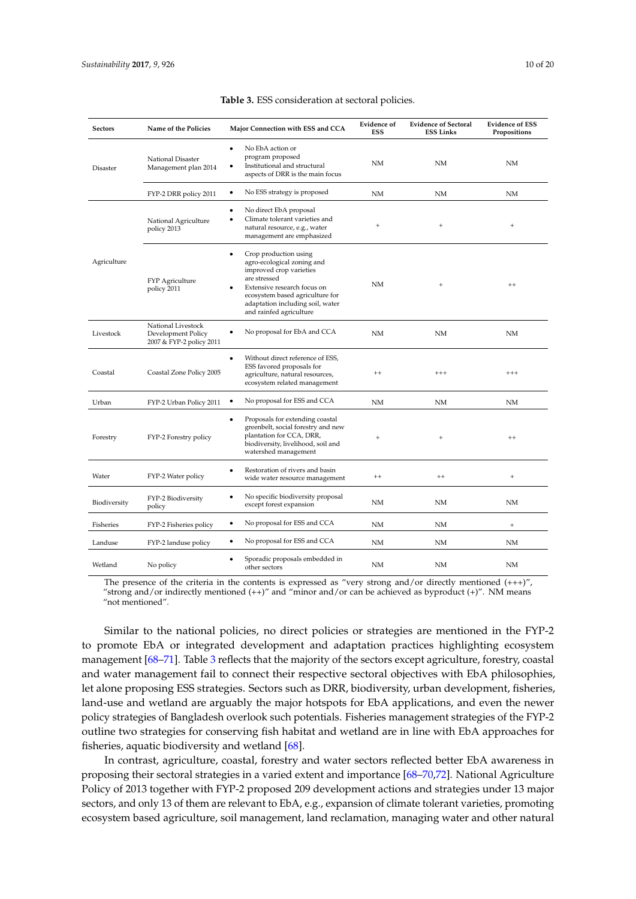**Table 3.** ESS consideration at sectoral policies.

| Sectors | Name of the Policies | Major Connection with ESS and CCA | Evidence of ESS | Evidence of Sectoral ESS Links | Evidence of ESS Propositions |
|---|---|---|---|---|---|
| Disaster | National Disaster Management plan 2014 | • No EbA action or program proposed<br>• Institutional and structural aspects of DRR is the main focus | NM | NM | NM |
| | FYP-2 DRR policy 2011 | • No ESS strategy is proposed | NM | NM | NM |
| Agriculture | National Agriculture policy 2013 | • No direct EbA proposal<br>• Climate tolerant varieties and natural resource, e.g., water management are emphasized | + | + | + |
| | FYP Agriculture policy 2011 | • Crop production using agro-ecological zoning and improved crop varieties are stressed<br>• Extensive research focus on ecosystem based agriculture for adaptation including soil, water and rainfed agriculture | NM | + | ++ |
| Livestock | National Livestock Development Policy 2007 & FYP-2 policy 2011 | • No proposal for EbA and CCA | NM | NM | NM |
| Coastal | Coastal Zone Policy 2005 | • Without direct reference of ESS, ESS favored proposals for agriculture, natural resources, ecosystem related management | ++ | +++ | +++ |
| Urban | FYP-2 Urban Policy 2011 | • No proposal for ESS and CCA | NM | NM | NM |
| Forestry | FYP-2 Forestry policy | • Proposals for extending coastal greenbelt, social forestry and new plantation for CCA, DRR, biodiversity, livelihood, soil and watershed management | + | + | ++ |
| Water | FYP-2 Water policy | • Restoration of rivers and basin wide water resource management | ++ | ++ | + |
| Biodiversity | FYP-2 Biodiversity policy | • No specific biodiversity proposal except forest expansion | NM | NM | NM |
| Fisheries | FYP-2 Fisheries policy | • No proposal for ESS and CCA | NM | NM | + |
| Landuse | FYP-2 landuse policy | • No proposal for ESS and CCA | NM | NM | NM |
| Wetland | No policy | • Sporadic proposals embedded in other sectors | NM | NM | NM |

The presence of the criteria in the contents is expressed as "very strong and/or directly mentioned (+++)", "strong and/or indirectly mentioned (++)" and "minor and/or can be achieved as byproduct (+)". NM means "not mentioned".

Similar to the national policies, no direct policies or strategies are mentioned in the FYP-2 to promote EbA or integrated development and adaptation practices highlighting ecosystem management [68–71]. Table 3 reflects that the majority of the sectors except agriculture, forestry, coastal and water management fail to connect their respective sectoral objectives with EbA philosophies, let alone proposing ESS strategies. Sectors such as DRR, biodiversity, urban development, fisheries, land-use and wetland are arguably the major hotspots for EbA applications, and even the newer policy strategies of Bangladesh overlook such potentials. Fisheries management strategies of the FYP-2 outline two strategies for conserving fish habitat and wetland are in line with EbA approaches for fisheries, aquatic biodiversity and wetland [68].

In contrast, agriculture, coastal, forestry and water sectors reflected better EbA awareness in proposing their sectoral strategies in a varied extent and importance [68–70,72]. National Agriculture Policy of 2013 together with FYP-2 proposed 209 development actions and strategies under 13 major sectors, and only 13 of them are relevant to EbA, e.g., expansion of climate tolerant varieties, promoting ecosystem based agriculture, soil management, land reclamation, managing water and other natural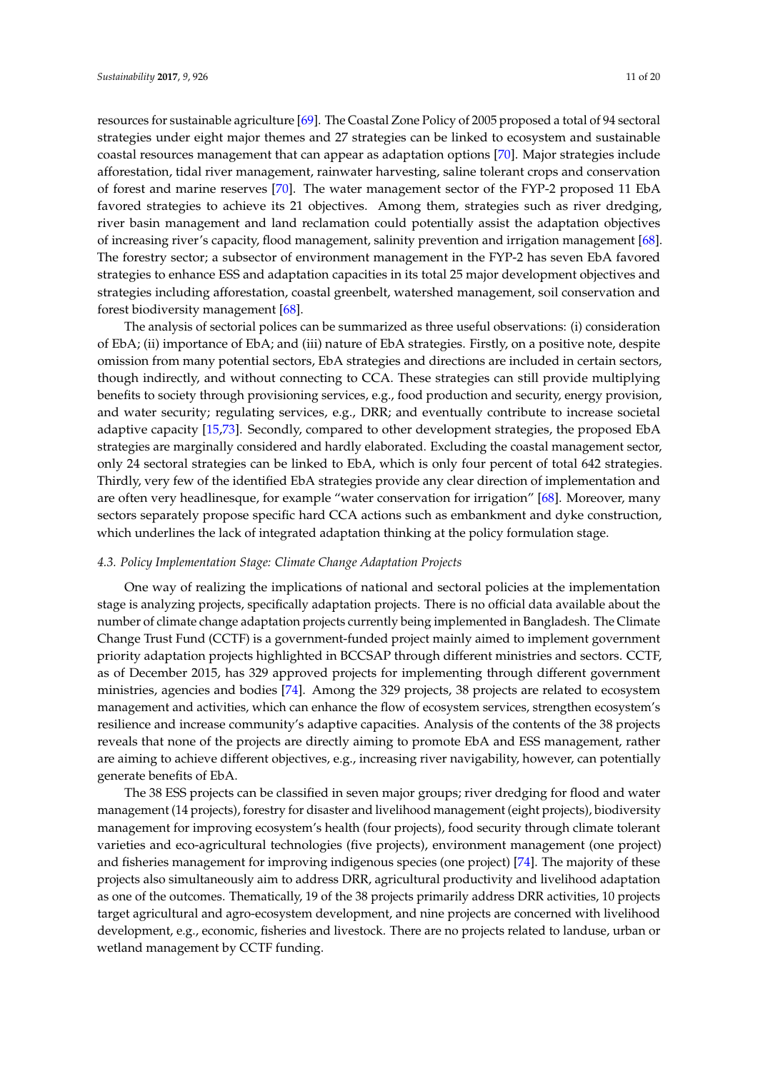resources for sustainable agriculture [69]. The Coastal Zone Policy of 2005 proposed a total of 94 sectoral strategies under eight major themes and 27 strategies can be linked to ecosystem and sustainable coastal resources management that can appear as adaptation options [70]. Major strategies include afforestation, tidal river management, rainwater harvesting, saline tolerant crops and conservation of forest and marine reserves [70]. The water management sector of the FYP-2 proposed 11 EbA favored strategies to achieve its 21 objectives. Among them, strategies such as river dredging, river basin management and land reclamation could potentially assist the adaptation objectives of increasing river's capacity, flood management, salinity prevention and irrigation management [68]. The forestry sector; a subsector of environment management in the FYP-2 has seven EbA favored strategies to enhance ESS and adaptation capacities in its total 25 major development objectives and strategies including afforestation, coastal greenbelt, watershed management, soil conservation and forest biodiversity management [68].

The analysis of sectorial polices can be summarized as three useful observations: (i) consideration of EbA; (ii) importance of EbA; and (iii) nature of EbA strategies. Firstly, on a positive note, despite omission from many potential sectors, EbA strategies and directions are included in certain sectors, though indirectly, and without connecting to CCA. These strategies can still provide multiplying benefits to society through provisioning services, e.g., food production and security, energy provision, and water security; regulating services, e.g., DRR; and eventually contribute to increase societal adaptive capacity [15,73]. Secondly, compared to other development strategies, the proposed EbA strategies are marginally considered and hardly elaborated. Excluding the coastal management sector, only 24 sectoral strategies can be linked to EbA, which is only four percent of total 642 strategies. Thirdly, very few of the identified EbA strategies provide any clear direction of implementation and are often very headlinesque, for example "water conservation for irrigation" [68]. Moreover, many sectors separately propose specific hard CCA actions such as embankment and dyke construction, which underlines the lack of integrated adaptation thinking at the policy formulation stage.

### *4.3. Policy Implementation Stage: Climate Change Adaptation Projects*

One way of realizing the implications of national and sectoral policies at the implementation stage is analyzing projects, specifically adaptation projects. There is no official data available about the number of climate change adaptation projects currently being implemented in Bangladesh. The Climate Change Trust Fund (CCTF) is a government-funded project mainly aimed to implement government priority adaptation projects highlighted in BCCSAP through different ministries and sectors. CCTF, as of December 2015, has 329 approved projects for implementing through different government ministries, agencies and bodies [74]. Among the 329 projects, 38 projects are related to ecosystem management and activities, which can enhance the flow of ecosystem services, strengthen ecosystem's resilience and increase community's adaptive capacities. Analysis of the contents of the 38 projects reveals that none of the projects are directly aiming to promote EbA and ESS management, rather are aiming to achieve different objectives, e.g., increasing river navigability, however, can potentially generate benefits of EbA.

The 38 ESS projects can be classified in seven major groups; river dredging for flood and water management (14 projects), forestry for disaster and livelihood management (eight projects), biodiversity management for improving ecosystem's health (four projects), food security through climate tolerant varieties and eco-agricultural technologies (five projects), environment management (one project) and fisheries management for improving indigenous species (one project) [74]. The majority of these projects also simultaneously aim to address DRR, agricultural productivity and livelihood adaptation as one of the outcomes. Thematically, 19 of the 38 projects primarily address DRR activities, 10 projects target agricultural and agro-ecosystem development, and nine projects are concerned with livelihood development, e.g., economic, fisheries and livestock. There are no projects related to landuse, urban or wetland management by CCTF funding.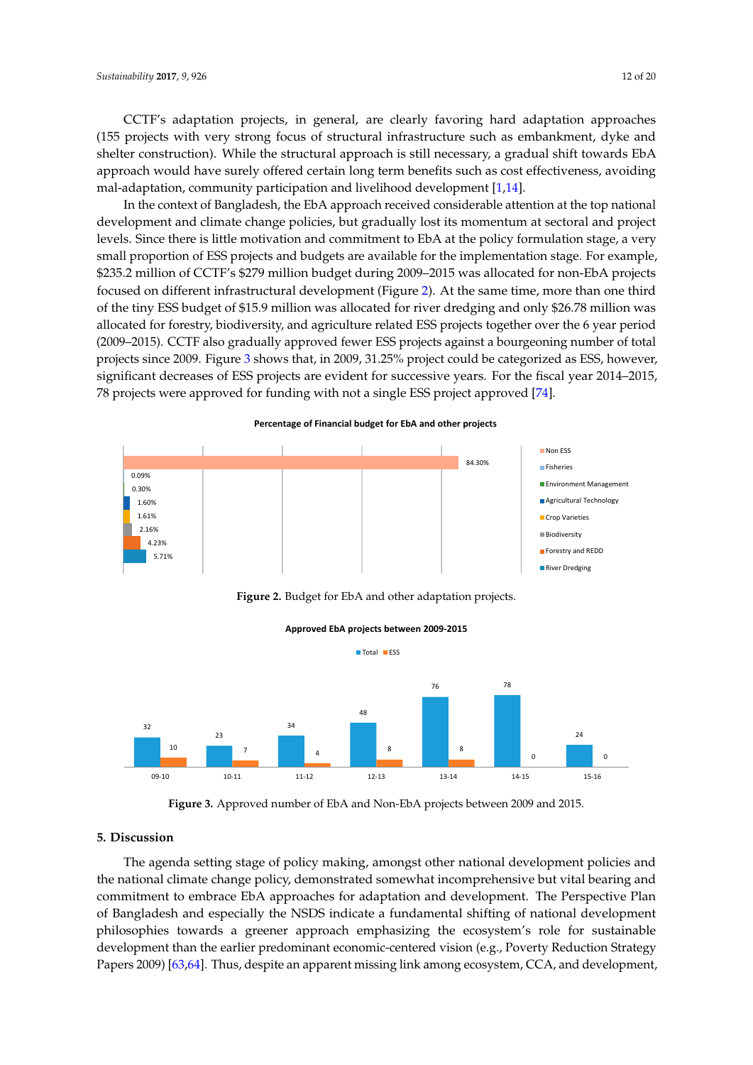CCTF's adaptation projects, in general, are clearly favoring hard adaptation approaches (155 projects with very strong focus of structural infrastructure such as embankment, dyke and shelter construction). While the structural approach is still necessary, a gradual shift towards EbA approach would have surely offered certain long term benefits such as cost effectiveness, avoiding mal-adaptation, community participation and livelihood development [1,14].

In the context of Bangladesh, the EbA approach received considerable attention at the top national development and climate change policies, but gradually lost its momentum at sectoral and project levels. Since there is little motivation and commitment to EbA at the policy formulation stage, a very small proportion of ESS projects and budgets are available for the implementation stage. For example, $235.2 million of CCTF's $279 million budget during 2009–2015 was allocated for non-EbA projects focused on different infrastructural development (Figure 2). At the same time, more than one third of the tiny ESS budget of $15.9 million was allocated for river dredging and only $26.78 million was allocated for forestry, biodiversity, and agriculture related ESS projects together over the 6 year period (2009–2015). CCTF also gradually approved fewer ESS projects against a bourgeoning number of total projects since 2009. Figure 3 shows that, in 2009, 31.25% project could be categorized as ESS, however, significant decreases of ESS projects are evident for successive years. For the fiscal year 2014–2015, 78 projects were approved for funding with not a single ESS project approved [74].

**Percentage of Financial budget for EbA and other projects**

| Category | Percentage |
|---|---|
| Non ESS | 84.30% |
| Fisheries | 0.09% |
| Environment Management | 0.30% |
| Agricultural Technology | 1.60% |
| Crop Varieties | 1.61% |
| Biodiversity | 2.16% |
| Forestry and REDD | 4.23% |
| River Dredging | 5.71% |

**Figure 2.** Budget for EbA and other adaptation projects.

**Approved EbA projects between 2009-2015**

| Year | Total | ESS |
|---|---|---|
| 09-10 | 32 | 10 |
| 10-11 | 23 | 7 |
| 11-12 | 34 | 4 |
| 12-13 | 48 | 8 |
| 13-14 | 76 | 8 |
| 14-15 | 78 | 0 |
| 15-16 | 24 | 0 |

**Figure 3.** Approved number of EbA and Non-EbA projects between 2009 and 2015.

## 5. Discussion

The agenda setting stage of policy making, amongst other national development policies and the national climate change policy, demonstrated somewhat incomprehensive but vital bearing and commitment to embrace EbA approaches for adaptation and development. The Perspective Plan of Bangladesh and especially the NSDS indicate a fundamental shifting of national development philosophies towards a greener approach emphasizing the ecosystem's role for sustainable development than the earlier predominant economic-centered vision (e.g., Poverty Reduction Strategy Papers 2009) [63,64]. Thus, despite an apparent missing link among ecosystem, CCA, and development,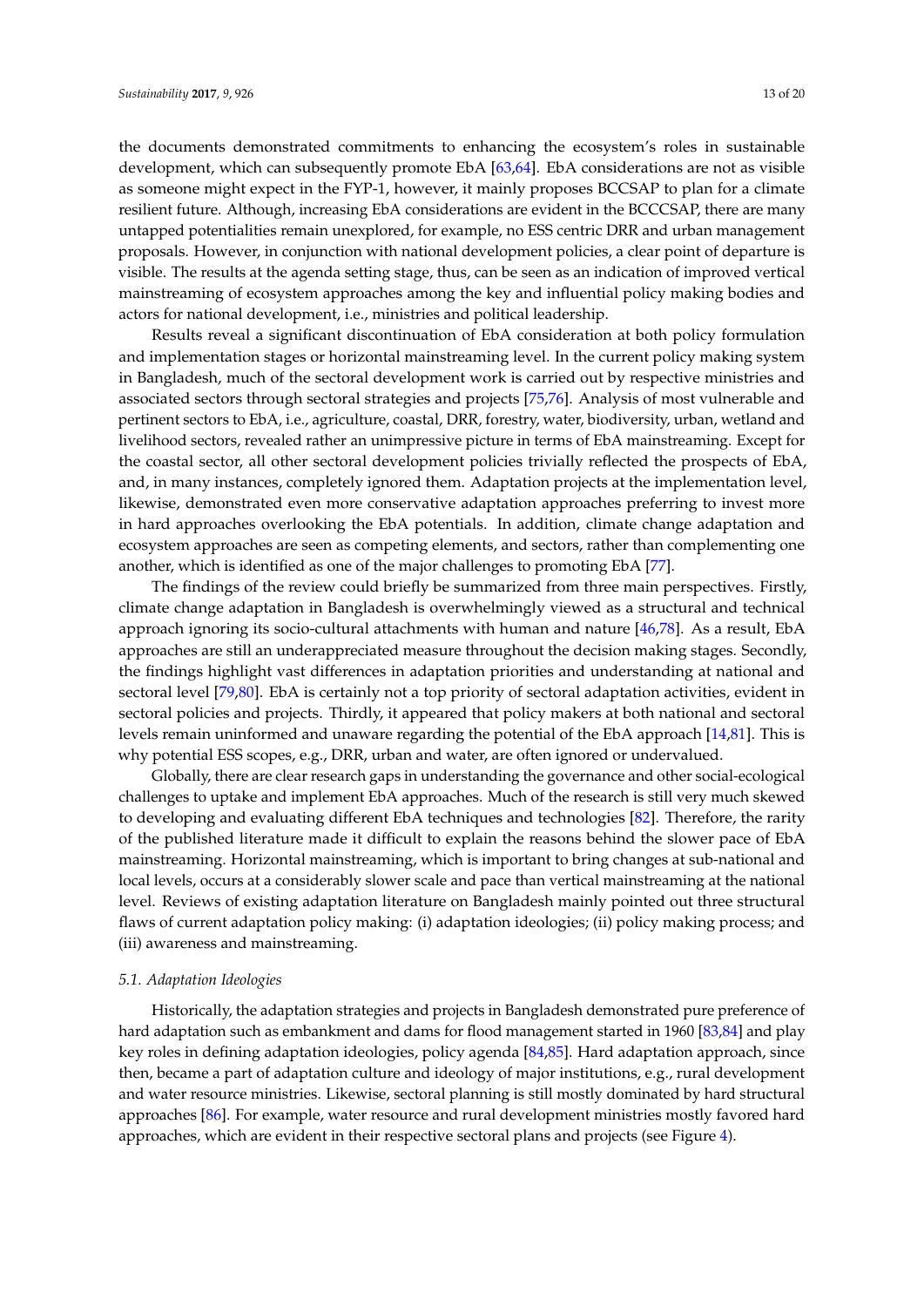the documents demonstrated commitments to enhancing the ecosystem's roles in sustainable development, which can subsequently promote EbA [63,64]. EbA considerations are not as visible as someone might expect in the FYP-1, however, it mainly proposes BCCSAP to plan for a climate resilient future. Although, increasing EbA considerations are evident in the BCCCSAP, there are many untapped potentialities remain unexplored, for example, no ESS centric DRR and urban management proposals. However, in conjunction with national development policies, a clear point of departure is visible. The results at the agenda setting stage, thus, can be seen as an indication of improved vertical mainstreaming of ecosystem approaches among the key and influential policy making bodies and actors for national development, i.e., ministries and political leadership.

Results reveal a significant discontinuation of EbA consideration at both policy formulation and implementation stages or horizontal mainstreaming level. In the current policy making system in Bangladesh, much of the sectoral development work is carried out by respective ministries and associated sectors through sectoral strategies and projects [75,76]. Analysis of most vulnerable and pertinent sectors to EbA, i.e., agriculture, coastal, DRR, forestry, water, biodiversity, urban, wetland and livelihood sectors, revealed rather an unimpressive picture in terms of EbA mainstreaming. Except for the coastal sector, all other sectoral development policies trivially reflected the prospects of EbA, and, in many instances, completely ignored them. Adaptation projects at the implementation level, likewise, demonstrated even more conservative adaptation approaches preferring to invest more in hard approaches overlooking the EbA potentials. In addition, climate change adaptation and ecosystem approaches are seen as competing elements, and sectors, rather than complementing one another, which is identified as one of the major challenges to promoting EbA [77].

The findings of the review could briefly be summarized from three main perspectives. Firstly, climate change adaptation in Bangladesh is overwhelmingly viewed as a structural and technical approach ignoring its socio-cultural attachments with human and nature [46,78]. As a result, EbA approaches are still an underappreciated measure throughout the decision making stages. Secondly, the findings highlight vast differences in adaptation priorities and understanding at national and sectoral level [79,80]. EbA is certainly not a top priority of sectoral adaptation activities, evident in sectoral policies and projects. Thirdly, it appeared that policy makers at both national and sectoral levels remain uninformed and unaware regarding the potential of the EbA approach [14,81]. This is why potential ESS scopes, e.g., DRR, urban and water, are often ignored or undervalued.

Globally, there are clear research gaps in understanding the governance and other social-ecological challenges to uptake and implement EbA approaches. Much of the research is still very much skewed to developing and evaluating different EbA techniques and technologies [82]. Therefore, the rarity of the published literature made it difficult to explain the reasons behind the slower pace of EbA mainstreaming. Horizontal mainstreaming, which is important to bring changes at sub-national and local levels, occurs at a considerably slower scale and pace than vertical mainstreaming at the national level. Reviews of existing adaptation literature on Bangladesh mainly pointed out three structural flaws of current adaptation policy making: (i) adaptation ideologies; (ii) policy making process; and (iii) awareness and mainstreaming.

### *5.1. Adaptation Ideologies*

Historically, the adaptation strategies and projects in Bangladesh demonstrated pure preference of hard adaptation such as embankment and dams for flood management started in 1960 [83,84] and play key roles in defining adaptation ideologies, policy agenda [84,85]. Hard adaptation approach, since then, became a part of adaptation culture and ideology of major institutions, e.g., rural development and water resource ministries. Likewise, sectoral planning is still mostly dominated by hard structural approaches [86]. For example, water resource and rural development ministries mostly favored hard approaches, which are evident in their respective sectoral plans and projects (see Figure 4).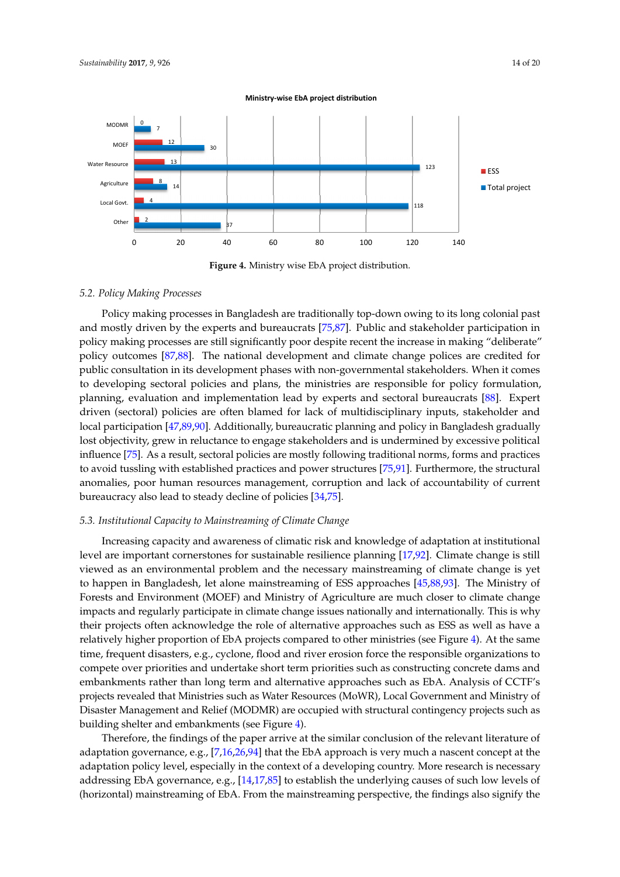**Figure 4.** Ministry wise EbA project distribution.

### 5.2. Policy Making Processes

Policy making processes in Bangladesh are traditionally top-down owing to its long colonial past and mostly driven by the experts and bureaucrats [75,87]. Public and stakeholder participation in policy making processes are still significantly poor despite recent the increase in making "deliberate" policy outcomes [87,88]. The national development and climate change polices are credited for public consultation in its development phases with non-governmental stakeholders. When it comes to developing sectoral policies and plans, the ministries are responsible for policy formulation, planning, evaluation and implementation lead by experts and sectoral bureaucrats [88]. Expert driven (sectoral) policies are often blamed for lack of multidisciplinary inputs, stakeholder and local participation [47,89,90]. Additionally, bureaucratic planning and policy in Bangladesh gradually lost objectivity, grew in reluctance to engage stakeholders and is undermined by excessive political influence [75]. As a result, sectoral policies are mostly following traditional norms, forms and practices to avoid tussling with established practices and power structures [75,91]. Furthermore, the structural anomalies, poor human resources management, corruption and lack of accountability of current bureaucracy also lead to steady decline of policies [34,75].

### 5.3. Institutional Capacity to Mainstreaming of Climate Change

Increasing capacity and awareness of climatic risk and knowledge of adaptation at institutional level are important cornerstones for sustainable resilience planning [17,92]. Climate change is still viewed as an environmental problem and the necessary mainstreaming of climate change is yet to happen in Bangladesh, let alone mainstreaming of ESS approaches [45,88,93]. The Ministry of Forests and Environment (MOEF) and Ministry of Agriculture are much closer to climate change impacts and regularly participate in climate change issues nationally and internationally. This is why their projects often acknowledge the role of alternative approaches such as ESS as well as have a relatively higher proportion of EbA projects compared to other ministries (see Figure 4). At the same time, frequent disasters, e.g., cyclone, flood and river erosion force the responsible organizations to compete over priorities and undertake short term priorities such as constructing concrete dams and embankments rather than long term and alternative approaches such as EbA. Analysis of CCTF's projects revealed that Ministries such as Water Resources (MoWR), Local Government and Ministry of Disaster Management and Relief (MODMR) are occupied with structural contingency projects such as building shelter and embankments (see Figure 4).

Therefore, the findings of the paper arrive at the similar conclusion of the relevant literature of adaptation governance, e.g., [7,16,26,94] that the EbA approach is very much a nascent concept at the adaptation policy level, especially in the context of a developing country. More research is necessary addressing EbA governance, e.g., [14,17,85] to establish the underlying causes of such low levels of (horizontal) mainstreaming of EbA. From the mainstreaming perspective, the findings also signify the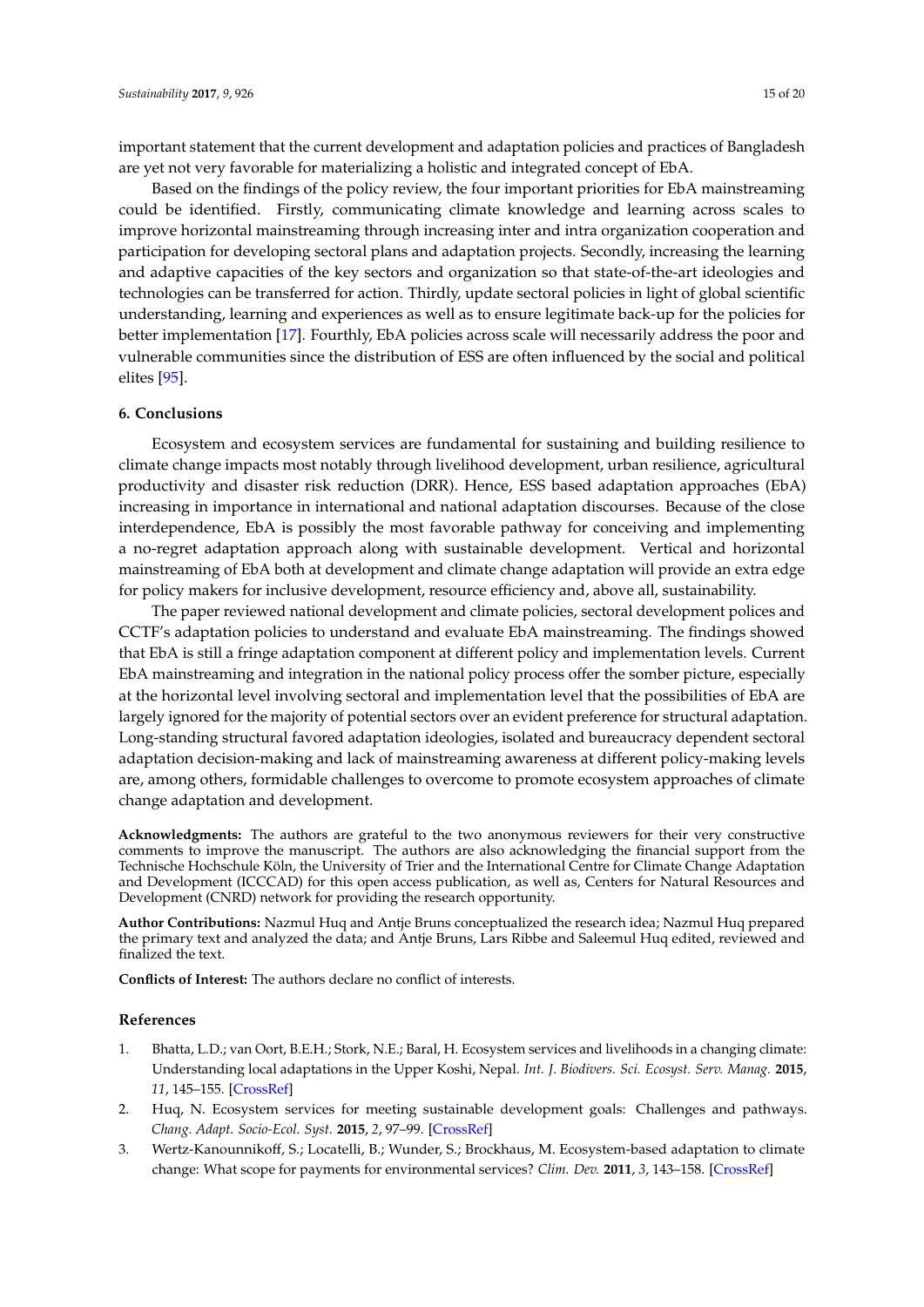important statement that the current development and adaptation policies and practices of Bangladesh are yet not very favorable for materializing a holistic and integrated concept of EbA.

Based on the findings of the policy review, the four important priorities for EbA mainstreaming could be identified. Firstly, communicating climate knowledge and learning across scales to improve horizontal mainstreaming through increasing inter and intra organization cooperation and participation for developing sectoral plans and adaptation projects. Secondly, increasing the learning and adaptive capacities of the key sectors and organization so that state-of-the-art ideologies and technologies can be transferred for action. Thirdly, update sectoral policies in light of global scientific understanding, learning and experiences as well as to ensure legitimate back-up for the policies for better implementation [17]. Fourthly, EbA policies across scale will necessarily address the poor and vulnerable communities since the distribution of ESS are often influenced by the social and political elites [95].

## 6. Conclusions

Ecosystem and ecosystem services are fundamental for sustaining and building resilience to climate change impacts most notably through livelihood development, urban resilience, agricultural productivity and disaster risk reduction (DRR). Hence, ESS based adaptation approaches (EbA) increasing in importance in international and national adaptation discourses. Because of the close interdependence, EbA is possibly the most favorable pathway for conceiving and implementing a no-regret adaptation approach along with sustainable development. Vertical and horizontal mainstreaming of EbA both at development and climate change adaptation will provide an extra edge for policy makers for inclusive development, resource efficiency and, above all, sustainability.

The paper reviewed national development and climate policies, sectoral development polices and CCTF's adaptation policies to understand and evaluate EbA mainstreaming. The findings showed that EbA is still a fringe adaptation component at different policy and implementation levels. Current EbA mainstreaming and integration in the national policy process offer the somber picture, especially at the horizontal level involving sectoral and implementation level that the possibilities of EbA are largely ignored for the majority of potential sectors over an evident preference for structural adaptation. Long-standing structural favored adaptation ideologies, isolated and bureaucracy dependent sectoral adaptation decision-making and lack of mainstreaming awareness at different policy-making levels are, among others, formidable challenges to overcome to promote ecosystem approaches of climate change adaptation and development.

**Acknowledgments:** The authors are grateful to the two anonymous reviewers for their very constructive comments to improve the manuscript. The authors are also acknowledging the financial support from the Technische Hochschule Köln, the University of Trier and the International Centre for Climate Change Adaptation and Development (ICCCAD) for this open access publication, as well as, Centers for Natural Resources and Development (CNRD) network for providing the research opportunity.

**Author Contributions:** Nazmul Huq and Antje Bruns conceptualized the research idea; Nazmul Huq prepared the primary text and analyzed the data; and Antje Bruns, Lars Ribbe and Saleemul Huq edited, reviewed and finalized the text.

**Conflicts of Interest:** The authors declare no conflict of interests.

## References

1. Bhatta, L.D.; van Oort, B.E.H.; Stork, N.E.; Baral, H. Ecosystem services and livelihoods in a changing climate: Understanding local adaptations in the Upper Koshi, Nepal. *Int. J. Biodivers. Sci. Ecosyst. Serv. Manag.* **2015**, *11*, 145–155. [CrossRef]
2. Huq, N. Ecosystem services for meeting sustainable development goals: Challenges and pathways. *Chang. Adapt. Socio-Ecol. Syst.* **2015**, *2*, 97–99. [CrossRef]
3. Wertz-Kanounnikoff, S.; Locatelli, B.; Wunder, S.; Brockhaus, M. Ecosystem-based adaptation to climate change: What scope for payments for environmental services? *Clim. Dev.* **2011**, *3*, 143–158. [CrossRef]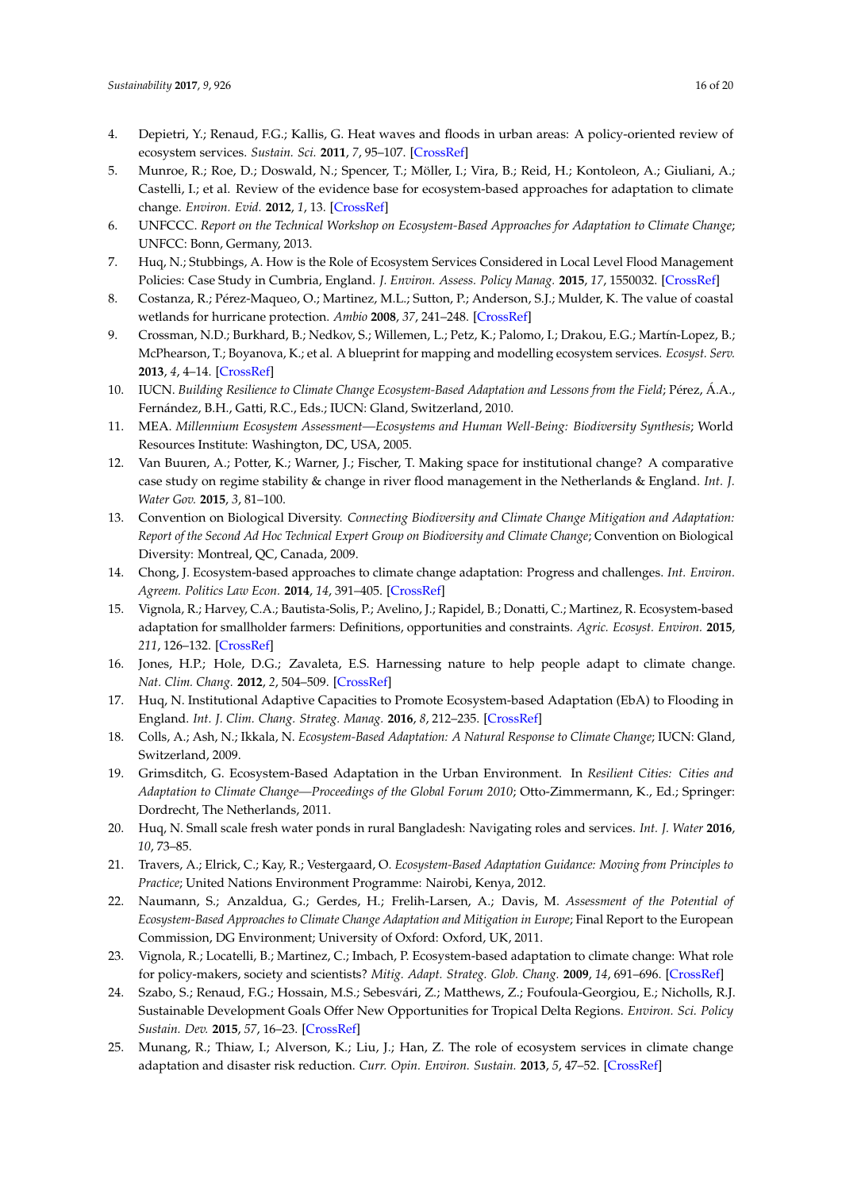4. Depietri, Y.; Renaud, F.G.; Kallis, G. Heat waves and floods in urban areas: A policy-oriented review of ecosystem services. *Sustain. Sci.* **2011**, *7*, 95–107. [CrossRef]
5. Munroe, R.; Roe, D.; Doswald, N.; Spencer, T.; Möller, I.; Vira, B.; Reid, H.; Kontoleon, A.; Giuliani, A.; Castelli, I.; et al. Review of the evidence base for ecosystem-based approaches for adaptation to climate change. *Environ. Evid.* **2012**, *1*, 13. [CrossRef]
6. UNFCCC. *Report on the Technical Workshop on Ecosystem-Based Approaches for Adaptation to Climate Change*; UNFCC: Bonn, Germany, 2013.
7. Huq, N.; Stubbings, A. How is the Role of Ecosystem Services Considered in Local Level Flood Management Policies: Case Study in Cumbria, England. *J. Environ. Assess. Policy Manag.* **2015**, *17*, 1550032. [CrossRef]
8. Costanza, R.; Pérez-Maqueo, O.; Martinez, M.L.; Sutton, P.; Anderson, S.J.; Mulder, K. The value of coastal wetlands for hurricane protection. *Ambio* **2008**, *37*, 241–248. [CrossRef]
9. Crossman, N.D.; Burkhard, B.; Nedkov, S.; Willemen, L.; Petz, K.; Palomo, I.; Drakou, E.G.; Martín-Lopez, B.; McPhearson, T.; Boyanova, K.; et al. A blueprint for mapping and modelling ecosystem services. *Ecosyst. Serv.* **2013**, *4*, 4–14. [CrossRef]
10. IUCN. *Building Resilience to Climate Change Ecosystem-Based Adaptation and Lessons from the Field*; Pérez, Á.A., Fernández, B.H., Gatti, R.C., Eds.; IUCN: Gland, Switzerland, 2010.
11. MEA. *Millennium Ecosystem Assessment—Ecosystems and Human Well-Being: Biodiversity Synthesis*; World Resources Institute: Washington, DC, USA, 2005.
12. Van Buuren, A.; Potter, K.; Warner, J.; Fischer, T. Making space for institutional change? A comparative case study on regime stability & change in river flood management in the Netherlands & England. *Int. J. Water Gov.* **2015**, *3*, 81–100.
13. Convention on Biological Diversity. *Connecting Biodiversity and Climate Change Mitigation and Adaptation: Report of the Second Ad Hoc Technical Expert Group on Biodiversity and Climate Change*; Convention on Biological Diversity: Montreal, QC, Canada, 2009.
14. Chong, J. Ecosystem-based approaches to climate change adaptation: Progress and challenges. *Int. Environ. Agreem. Politics Law Econ.* **2014**, *14*, 391–405. [CrossRef]
15. Vignola, R.; Harvey, C.A.; Bautista-Solis, P.; Avelino, J.; Rapidel, B.; Donatti, C.; Martinez, R. Ecosystem-based adaptation for smallholder farmers: Definitions, opportunities and constraints. *Agric. Ecosyst. Environ.* **2015**, *211*, 126–132. [CrossRef]
16. Jones, H.P.; Hole, D.G.; Zavaleta, E.S. Harnessing nature to help people adapt to climate change. *Nat. Clim. Chang.* **2012**, *2*, 504–509. [CrossRef]
17. Huq, N. Institutional Adaptive Capacities to Promote Ecosystem-based Adaptation (EbA) to Flooding in England. *Int. J. Clim. Chang. Strateg. Manag.* **2016**, *8*, 212–235. [CrossRef]
18. Colls, A.; Ash, N.; Ikkala, N. *Ecosystem-Based Adaptation: A Natural Response to Climate Change*; IUCN: Gland, Switzerland, 2009.
19. Grimsditch, G. Ecosystem-Based Adaptation in the Urban Environment. In *Resilient Cities: Cities and Adaptation to Climate Change—Proceedings of the Global Forum 2010*; Otto-Zimmermann, K., Ed.; Springer: Dordrecht, The Netherlands, 2011.
20. Huq, N. Small scale fresh water ponds in rural Bangladesh: Navigating roles and services. *Int. J. Water* **2016**, *10*, 73–85.
21. Travers, A.; Elrick, C.; Kay, R.; Vestergaard, O. *Ecosystem-Based Adaptation Guidance: Moving from Principles to Practice*; United Nations Environment Programme: Nairobi, Kenya, 2012.
22. Naumann, S.; Anzaldua, G.; Gerdes, H.; Frelih-Larsen, A.; Davis, M. *Assessment of the Potential of Ecosystem-Based Approaches to Climate Change Adaptation and Mitigation in Europe*; Final Report to the European Commission, DG Environment; University of Oxford: Oxford, UK, 2011.
23. Vignola, R.; Locatelli, B.; Martinez, C.; Imbach, P. Ecosystem-based adaptation to climate change: What role for policy-makers, society and scientists? *Mitig. Adapt. Strateg. Glob. Chang.* **2009**, *14*, 691–696. [CrossRef]
24. Szabo, S.; Renaud, F.G.; Hossain, M.S.; Sebesvári, Z.; Matthews, Z.; Foufoula-Georgiou, E.; Nicholls, R.J. Sustainable Development Goals Offer New Opportunities for Tropical Delta Regions. *Environ. Sci. Policy Sustain. Dev.* **2015**, *57*, 16–23. [CrossRef]
25. Munang, R.; Thiaw, I.; Alverson, K.; Liu, J.; Han, Z. The role of ecosystem services in climate change adaptation and disaster risk reduction. *Curr. Opin. Environ. Sustain.* **2013**, *5*, 47–52. [CrossRef]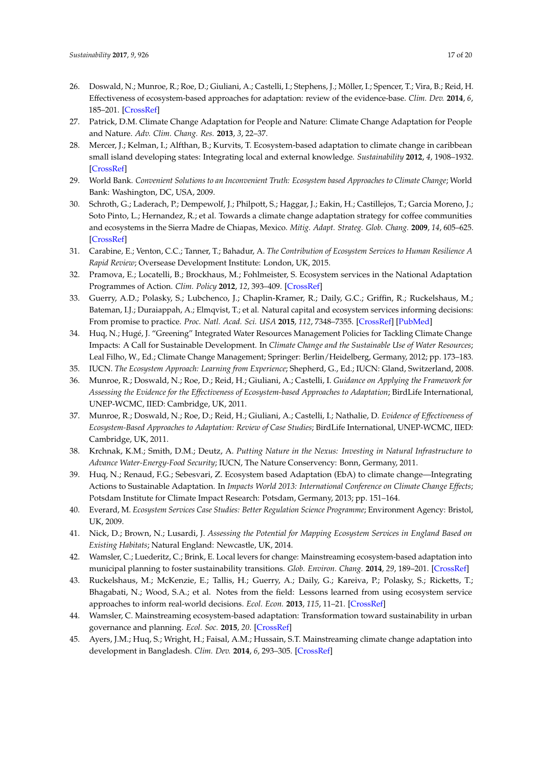26. Doswald, N.; Munroe, R.; Roe, D.; Giuliani, A.; Castelli, I.; Stephens, J.; Möller, I.; Spencer, T.; Vira, B.; Reid, H. Effectiveness of ecosystem-based approaches for adaptation: review of the evidence-base. *Clim. Dev.* **2014**, *6*, 185–201. [CrossRef]
27. Patrick, D.M. Climate Change Adaptation for People and Nature: Climate Change Adaptation for People and Nature. *Adv. Clim. Chang. Res.* **2013**, *3*, 22–37.
28. Mercer, J.; Kelman, I.; Alfthan, B.; Kurvits, T. Ecosystem-based adaptation to climate change in caribbean small island developing states: Integrating local and external knowledge. *Sustainability* **2012**, *4*, 1908–1932. [CrossRef]
29. World Bank. *Convenient Solutions to an Inconvenient Truth: Ecosystem based Approaches to Climate Change*; World Bank: Washington, DC, USA, 2009.
30. Schroth, G.; Laderach, P.; Dempewolf, J.; Philpott, S.; Haggar, J.; Eakin, H.; Castillejos, T.; Garcia Moreno, J.; Soto Pinto, L.; Hernandez, R.; et al. Towards a climate change adaptation strategy for coffee communities and ecosystems in the Sierra Madre de Chiapas, Mexico. *Mitig. Adapt. Strateg. Glob. Chang.* **2009**, *14*, 605–625. [CrossRef]
31. Carabine, E.; Venton, C.C.; Tanner, T.; Bahadur, A. *The Contribution of Ecosystem Services to Human Resilience A Rapid Review*; Oversease Development Institute: London, UK, 2015.
32. Pramova, E.; Locatelli, B.; Brockhaus, M.; Fohlmeister, S. Ecosystem services in the National Adaptation Programmes of Action. *Clim. Policy* **2012**, *12*, 393–409. [CrossRef]
33. Guerry, A.D.; Polasky, S.; Lubchenco, J.; Chaplin-Kramer, R.; Daily, G.C.; Griffin, R.; Ruckelshaus, M.; Bateman, I.J.; Duraiappah, A.; Elmqvist, T.; et al. Natural capital and ecosystem services informing decisions: From promise to practice. *Proc. Natl. Acad. Sci. USA* **2015**, *112*, 7348–7355. [CrossRef] [PubMed]
34. Huq, N.; Hugé, J. "Greening" Integrated Water Resources Management Policies for Tackling Climate Change Impacts: A Call for Sustainable Development. In *Climate Change and the Sustainable Use of Water Resources*; Leal Filho, W., Ed.; Climate Change Management; Springer: Berlin/Heidelberg, Germany, 2012; pp. 173–183.
35. IUCN. *The Ecosystem Approach: Learning from Experience*; Shepherd, G., Ed.; IUCN: Gland, Switzerland, 2008.
36. Munroe, R.; Doswald, N.; Roe, D.; Reid, H.; Giuliani, A.; Castelli, I. *Guidance on Applying the Framework for Assessing the Evidence for the Effectiveness of Ecosystem-based Approaches to Adaptation*; BirdLife International, UNEP-WCMC, IIED: Cambridge, UK, 2011.
37. Munroe, R.; Doswald, N.; Roe, D.; Reid, H.; Giuliani, A.; Castelli, I.; Nathalie, D. *Evidence of Effectiveness of Ecosystem-Based Approaches to Adaptation: Review of Case Studies*; BirdLife International, UNEP-WCMC, IIED: Cambridge, UK, 2011.
38. Krchnak, K.M.; Smith, D.M.; Deutz, A. *Putting Nature in the Nexus: Investing in Natural Infrastructure to Advance Water-Energy-Food Security*; IUCN, The Nature Conservancy: Bonn, Germany, 2011.
39. Huq, N.; Renaud, F.G.; Sebesvari, Z. Ecosystem based Adaptation (EbA) to climate change—Integrating Actions to Sustainable Adaptation. In *Impacts World 2013: International Conference on Climate Change Effects*; Potsdam Institute for Climate Impact Research: Potsdam, Germany, 2013; pp. 151–164.
40. Everard, M. *Ecosystem Services Case Studies: Better Regulation Science Programme*; Environment Agency: Bristol, UK, 2009.
41. Nick, D.; Brown, N.; Lusardi, J. *Assessing the Potential for Mapping Ecosystem Services in England Based on Existing Habitats*; Natural England: Newcastle, UK, 2014.
42. Wamsler, C.; Luederitz, C.; Brink, E. Local levers for change: Mainstreaming ecosystem-based adaptation into municipal planning to foster sustainability transitions. *Glob. Environ. Chang.* **2014**, *29*, 189–201. [CrossRef]
43. Ruckelshaus, M.; McKenzie, E.; Tallis, H.; Guerry, A.; Daily, G.; Kareiva, P.; Polasky, S.; Ricketts, T.; Bhagabati, N.; Wood, S.A.; et al. Notes from the field: Lessons learned from using ecosystem service approaches to inform real-world decisions. *Ecol. Econ.* **2013**, *115*, 11–21. [CrossRef]
44. Wamsler, C. Mainstreaming ecosystem-based adaptation: Transformation toward sustainability in urban governance and planning. *Ecol. Soc.* **2015**, *20*. [CrossRef]
45. Ayers, J.M.; Huq, S.; Wright, H.; Faisal, A.M.; Hussain, S.T. Mainstreaming climate change adaptation into development in Bangladesh. *Clim. Dev.* **2014**, *6*, 293–305. [CrossRef]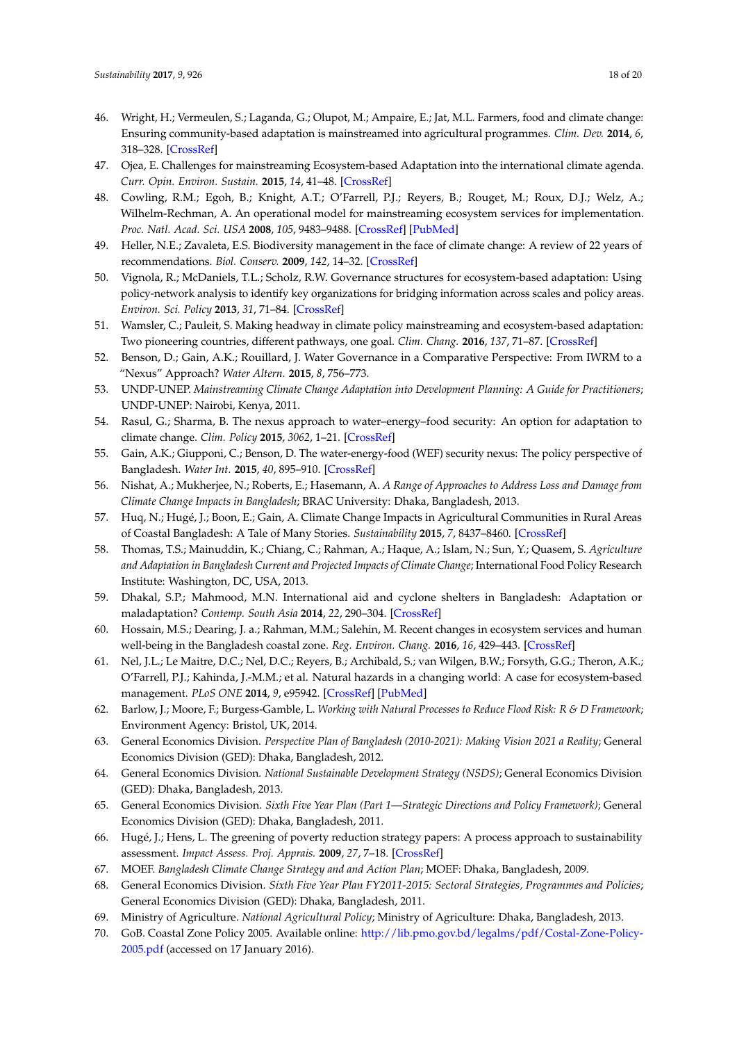46. Wright, H.; Vermeulen, S.; Laganda, G.; Olupot, M.; Ampaire, E.; Jat, M.L. Farmers, food and climate change: Ensuring community-based adaptation is mainstreamed into agricultural programmes. *Clim. Dev.* **2014**, *6*, 318–328. [CrossRef]
47. Ojea, E. Challenges for mainstreaming Ecosystem-based Adaptation into the international climate agenda. *Curr. Opin. Environ. Sustain.* **2015**, *14*, 41–48. [CrossRef]
48. Cowling, R.M.; Egoh, B.; Knight, A.T.; O'Farrell, P.J.; Reyers, B.; Rouget, M.; Roux, D.J.; Welz, A.; Wilhelm-Rechman, A. An operational model for mainstreaming ecosystem services for implementation. *Proc. Natl. Acad. Sci. USA* **2008**, *105*, 9483–9488. [CrossRef] [PubMed]
49. Heller, N.E.; Zavaleta, E.S. Biodiversity management in the face of climate change: A review of 22 years of recommendations. *Biol. Conserv.* **2009**, *142*, 14–32. [CrossRef]
50. Vignola, R.; McDaniels, T.L.; Scholz, R.W. Governance structures for ecosystem-based adaptation: Using policy-network analysis to identify key organizations for bridging information across scales and policy areas. *Environ. Sci. Policy* **2013**, *31*, 71–84. [CrossRef]
51. Wamsler, C.; Pauleit, S. Making headway in climate policy mainstreaming and ecosystem-based adaptation: Two pioneering countries, different pathways, one goal. *Clim. Chang.* **2016**, *137*, 71–87. [CrossRef]
52. Benson, D.; Gain, A.K.; Rouillard, J. Water Governance in a Comparative Perspective: From IWRM to a "Nexus" Approach? *Water Altern.* **2015**, *8*, 756–773.
53. UNDP-UNEP. *Mainstreaming Climate Change Adaptation into Development Planning: A Guide for Practitioners*; UNDP-UNEP: Nairobi, Kenya, 2011.
54. Rasul, G.; Sharma, B. The nexus approach to water–energy–food security: An option for adaptation to climate change. *Clim. Policy* **2015**, *3062*, 1–21. [CrossRef]
55. Gain, A.K.; Giupponi, C.; Benson, D. The water-energy-food (WEF) security nexus: The policy perspective of Bangladesh. *Water Int.* **2015**, *40*, 895–910. [CrossRef]
56. Nishat, A.; Mukherjee, N.; Roberts, E.; Hasemann, A. *A Range of Approaches to Address Loss and Damage from Climate Change Impacts in Bangladesh*; BRAC University: Dhaka, Bangladesh, 2013.
57. Huq, N.; Hugé, J.; Boon, E.; Gain, A. Climate Change Impacts in Agricultural Communities in Rural Areas of Coastal Bangladesh: A Tale of Many Stories. *Sustainability* **2015**, *7*, 8437–8460. [CrossRef]
58. Thomas, T.S.; Mainuddin, K.; Chiang, C.; Rahman, A.; Haque, A.; Islam, N.; Sun, Y.; Quasem, S. *Agriculture and Adaptation in Bangladesh Current and Projected Impacts of Climate Change*; International Food Policy Research Institute: Washington, DC, USA, 2013.
59. Dhakal, S.P.; Mahmood, M.N. International aid and cyclone shelters in Bangladesh: Adaptation or maladaptation? *Contemp. South Asia* **2014**, *22*, 290–304. [CrossRef]
60. Hossain, M.S.; Dearing, J. a; Rahman, M.M.; Salehin, M. Recent changes in ecosystem services and human well-being in the Bangladesh coastal zone. *Reg. Environ. Chang.* **2016**, *16*, 429–443. [CrossRef]
61. Nel, J.L.; Le Maitre, D.C.; Nel, D.C.; Reyers, B.; Archibald, S.; van Wilgen, B.W.; Forsyth, G.G.; Theron, A.K.; O'Farrell, P.J.; Kahinda, J.-M.M.; et al. Natural hazards in a changing world: A case for ecosystem-based management. *PLoS ONE* **2014**, *9*, e95942. [CrossRef] [PubMed]
62. Barlow, J.; Moore, F.; Burgess-Gamble, L. *Working with Natural Processes to Reduce Flood Risk: R & D Framework*; Environment Agency: Bristol, UK, 2014.
63. General Economics Division. *Perspective Plan of Bangladesh (2010-2021): Making Vision 2021 a Reality*; General Economics Division (GED): Dhaka, Bangladesh, 2012.
64. General Economics Division. *National Sustainable Development Strategy (NSDS)*; General Economics Division (GED): Dhaka, Bangladesh, 2013.
65. General Economics Division. *Sixth Five Year Plan (Part 1—Strategic Directions and Policy Framework)*; General Economics Division (GED): Dhaka, Bangladesh, 2011.
66. Hugé, J.; Hens, L. The greening of poverty reduction strategy papers: A process approach to sustainability assessment. *Impact Assess. Proj. Apprais.* **2009**, *27*, 7–18. [CrossRef]
67. MOEF. *Bangladesh Climate Change Strategy and and Action Plan*; MOEF: Dhaka, Bangladesh, 2009.
68. General Economics Division. *Sixth Five Year Plan FY2011-2015: Sectoral Strategies, Programmes and Policies*; General Economics Division (GED): Dhaka, Bangladesh, 2011.
69. Ministry of Agriculture. *National Agricultural Policy*; Ministry of Agriculture: Dhaka, Bangladesh, 2013.
70. GoB. Coastal Zone Policy 2005. Available online: http://lib.pmo.gov.bd/legalms/pdf/Costal-Zone-Policy-2005.pdf (accessed on 17 January 2016).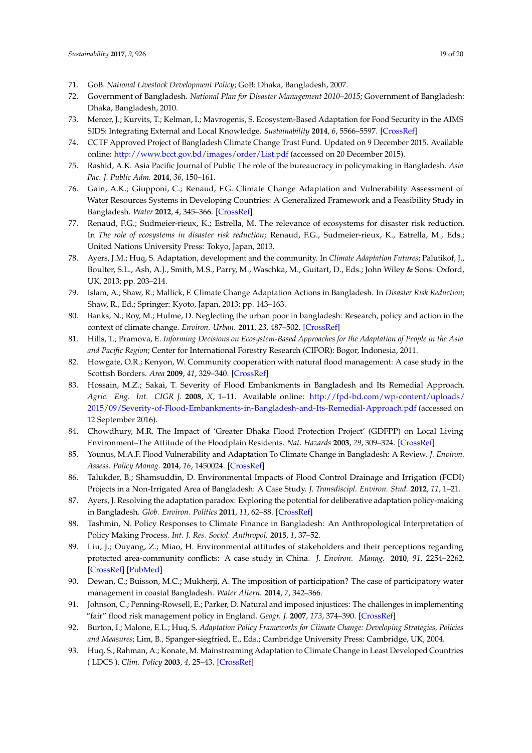71. GoB. *National Livestock Development Policy*; GoB: Dhaka, Bangladesh, 2007.
72. Government of Bangladesh. *National Plan for Disaster Management 2010–2015*; Government of Bangladesh: Dhaka, Bangladesh, 2010.
73. Mercer, J.; Kurvits, T.; Kelman, I.; Mavrogenis, S. Ecosystem-Based Adaptation for Food Security in the AIMS SIDS: Integrating External and Local Knowledge. *Sustainability* **2014**, *6*, 5566–5597. [CrossRef]
74. CCTF Approved Project of Bangladesh Climate Change Trust Fund. Updated on 9 December 2015. Available online: http://www.bcct.gov.bd/images/order/List.pdf (accessed on 20 December 2015).
75. Rashid, A.K. Asia Pacific Journal of Public The role of the bureaucracy in policymaking in Bangladesh. *Asia Pac. J. Public Adm.* **2014**, *36*, 150–161.
76. Gain, A.K.; Giupponi, C.; Renaud, F.G. Climate Change Adaptation and Vulnerability Assessment of Water Resources Systems in Developing Countries: A Generalized Framework and a Feasibility Study in Bangladesh. *Water* **2012**, *4*, 345–366. [CrossRef]
77. Renaud, F.G.; Sudmeier-rieux, K.; Estrella, M. The relevance of ecosystems for disaster risk reduction. In *The role of ecosystems in disaster risk reduction*; Renaud, F.G., Sudmeier-rieux, K., Estrella, M., Eds.; United Nations University Press: Tokyo, Japan, 2013.
78. Ayers, J.M.; Huq, S. Adaptation, development and the community. In *Climate Adaptation Futures*; Palutikof, J., Boulter, S.L., Ash, A.J., Smith, M.S., Parry, M., Waschka, M., Guitart, D., Eds.; John Wiley & Sons: Oxford, UK, 2013; pp. 203–214.
79. Islam, A.; Shaw, R.; Mallick, F. Climate Change Adaptation Actions in Bangladesh. In *Disaster Risk Reduction*; Shaw, R., Ed.; Springer: Kyoto, Japan, 2013; pp. 143–163.
80. Banks, N.; Roy, M.; Hulme, D. Neglecting the urban poor in bangladesh: Research, policy and action in the context of climate change. *Environ. Urban.* **2011**, *23*, 487–502. [CrossRef]
81. Hills, T.; Pramova, E. *Informing Decisions on Ecosystem-Based Approaches for the Adaptation of People in the Asia and Pacific Region*; Center for International Forestry Research (CIFOR): Bogor, Indonesia, 2011.
82. Howgate, O.R.; Kenyon, W. Community cooperation with natural flood management: A case study in the Scottish Borders. *Area* **2009**, *41*, 329–340. [CrossRef]
83. Hossain, M.Z.; Sakai, T. Severity of Flood Embankments in Bangladesh and Its Remedial Approach. *Agric. Eng. Int. CIGR J.* **2008**, *X*, 1–11. Available online: http://fpd-bd.com/wp-content/uploads/2015/09/Severity-of-Flood-Embankments-in-Bangladesh-and-Its-Remedial-Approach.pdf (accessed on 12 September 2016).
84. Chowdhury, M.R. The Impact of 'Greater Dhaka Flood Protection Project' (GDFPP) on Local Living Environment–The Attitude of the Floodplain Residents. *Nat. Hazards* **2003**, *29*, 309–324. [CrossRef]
85. Younus, M.A.F. Flood Vulnerability and Adaptation To Climate Change in Bangladesh: A Review. *J. Environ. Assess. Policy Manag.* **2014**, *16*, 1450024. [CrossRef]
86. Talukder, B.; Shamsuddin, D. Environmental Impacts of Flood Control Drainage and Irrigation (FCDI) Projects in a Non-Irrigated Area of Bangladesh: A Case Study. *J. Transdiscipl. Environ. Stud.* **2012**, *11*, 1–21.
87. Ayers, J. Resolving the adaptation paradox: Exploring the potential for deliberative adaptation policy-making in Bangladesh. *Glob. Environ. Politics* **2011**, *11*, 62–88. [CrossRef]
88. Tashmin, N. Policy Responses to Climate Finance in Bangladesh: An Anthropological Interpretation of Policy Making Process. *Int. J. Res. Sociol. Anthropol.* **2015**, *1*, 37–52.
89. Liu, J.; Ouyang, Z.; Miao, H. Environmental attitudes of stakeholders and their perceptions regarding protected area-community conflicts: A case study in China. *J. Environ. Manag.* **2010**, *91*, 2254–2262. [CrossRef] [PubMed]
90. Dewan, C.; Buisson, M.C.; Mukherji, A. The imposition of participation? The case of participatory water management in coastal Bangladesh. *Water Altern.* **2014**, *7*, 342–366.
91. Johnson, C.; Penning-Rowsell, E.; Parker, D. Natural and imposed injustices: The challenges in implementing "fair" flood risk management policy in England. *Geogr. J.* **2007**, *173*, 374–390. [CrossRef]
92. Burton, I.; Malone, E.L.; Huq, S. *Adaptation Policy Frameworks for Climate Change: Developing Strategies, Policies and Measures*; Lim, B., Spanger-siegfried, E., Eds.; Cambridge University Press: Cambridge, UK, 2004.
93. Huq, S.; Rahman, A.; Konate, M. Mainstreaming Adaptation to Climate Change in Least Developed Countries ( LDCS ). *Clim. Policy* **2003**, *4*, 25–43. [CrossRef]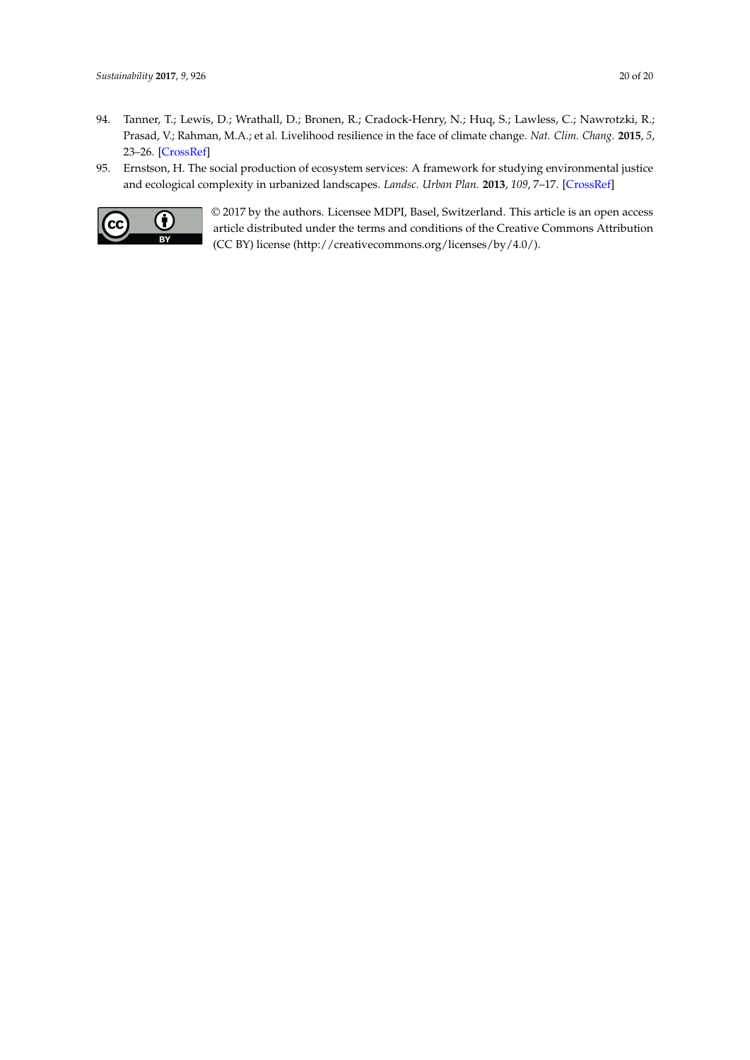94. Tanner, T.; Lewis, D.; Wrathall, D.; Bronen, R.; Cradock-Henry, N.; Huq, S.; Lawless, C.; Nawrotzki, R.; Prasad, V.; Rahman, M.A.; et al. Livelihood resilience in the face of climate change. *Nat. Clim. Chang.* **2015**, *5*, 23–26. [CrossRef]
95. Ernstson, H. The social production of ecosystem services: A framework for studying environmental justice and ecological complexity in urbanized landscapes. *Landsc. Urban Plan.* **2013**, *109*, 7–17. [CrossRef]

© 2017 by the authors. Licensee MDPI, Basel, Switzerland. This article is an open access article distributed under the terms and conditions of the Creative Commons Attribution (CC BY) license (http://creativecommons.org/licenses/by/4.0/).